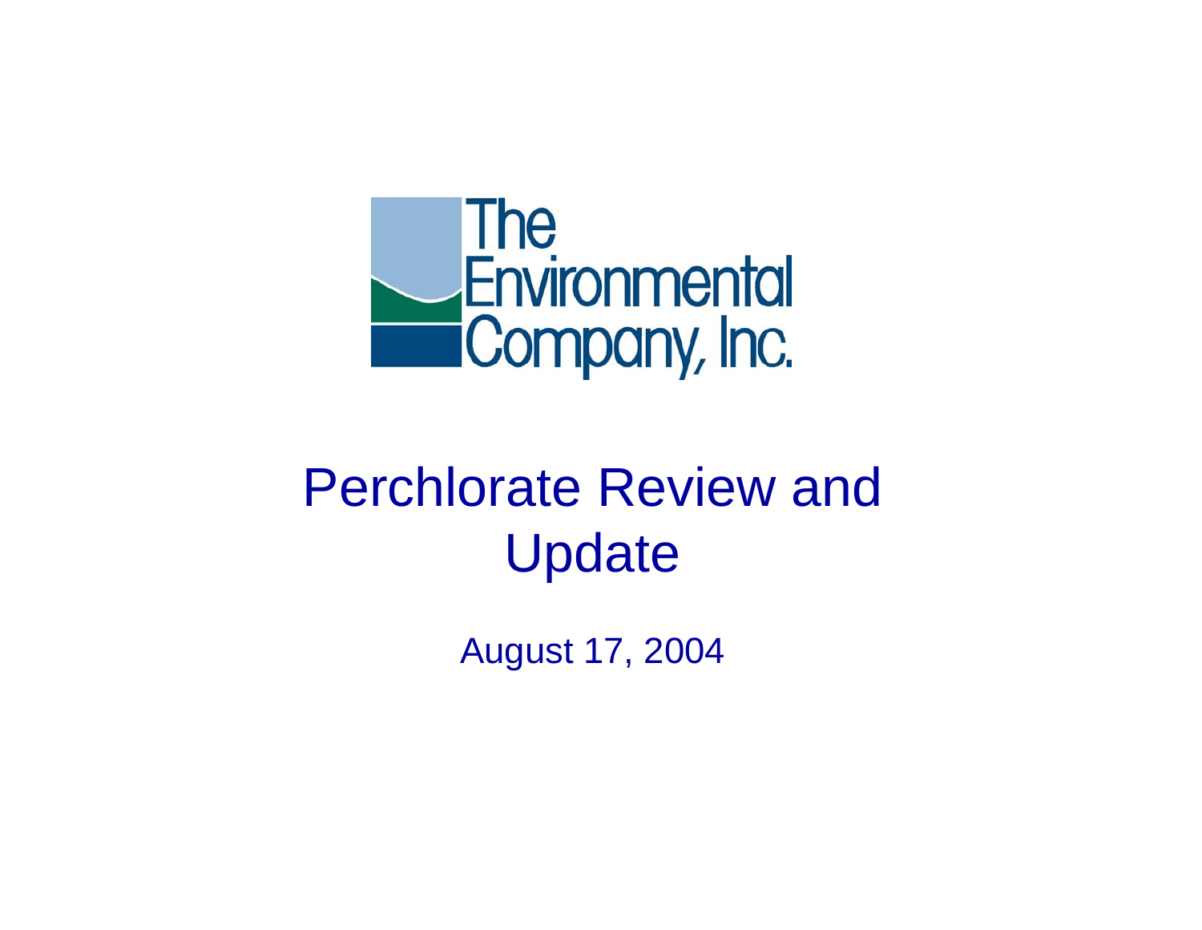The Environmental Company, Inc.

# Perchlorate Review and Update

August 17, 2004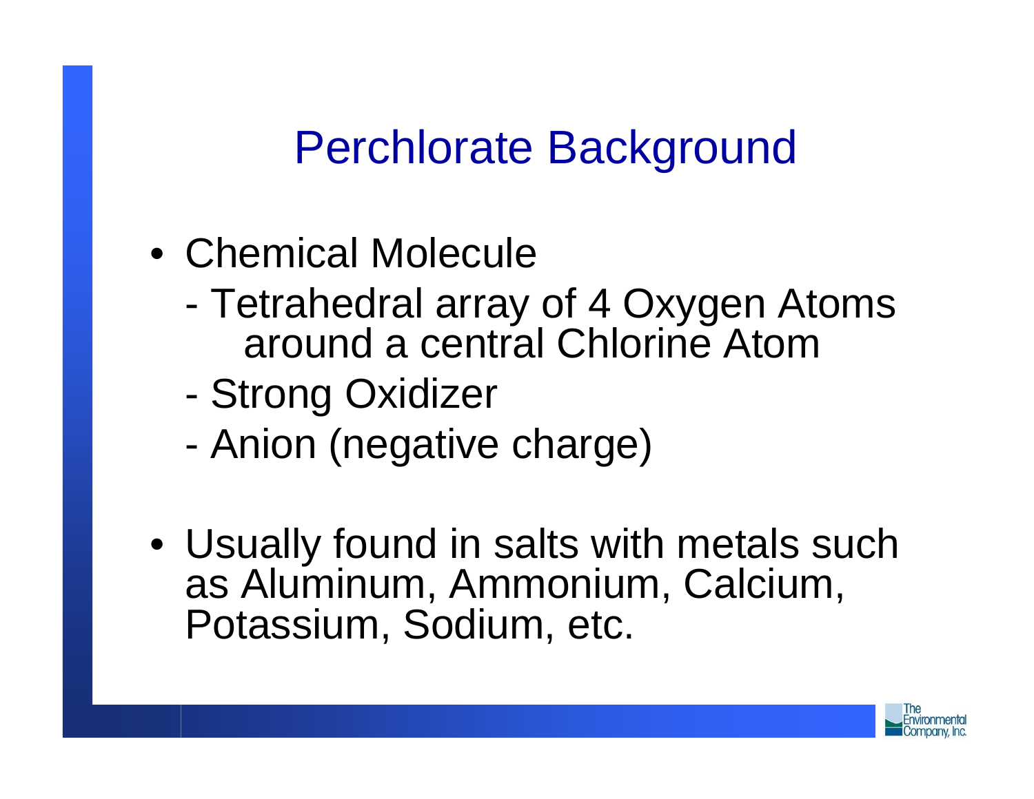# Perchlorate Background

- Chemical Molecule
  - Tetrahedral array of 4 Oxygen Atoms around a central Chlorine Atom
  - Strong Oxidizer
  - Anion (negative charge)
- Usually found in salts with metals such as Aluminum, Ammonium, Calcium, Potassium, Sodium, etc.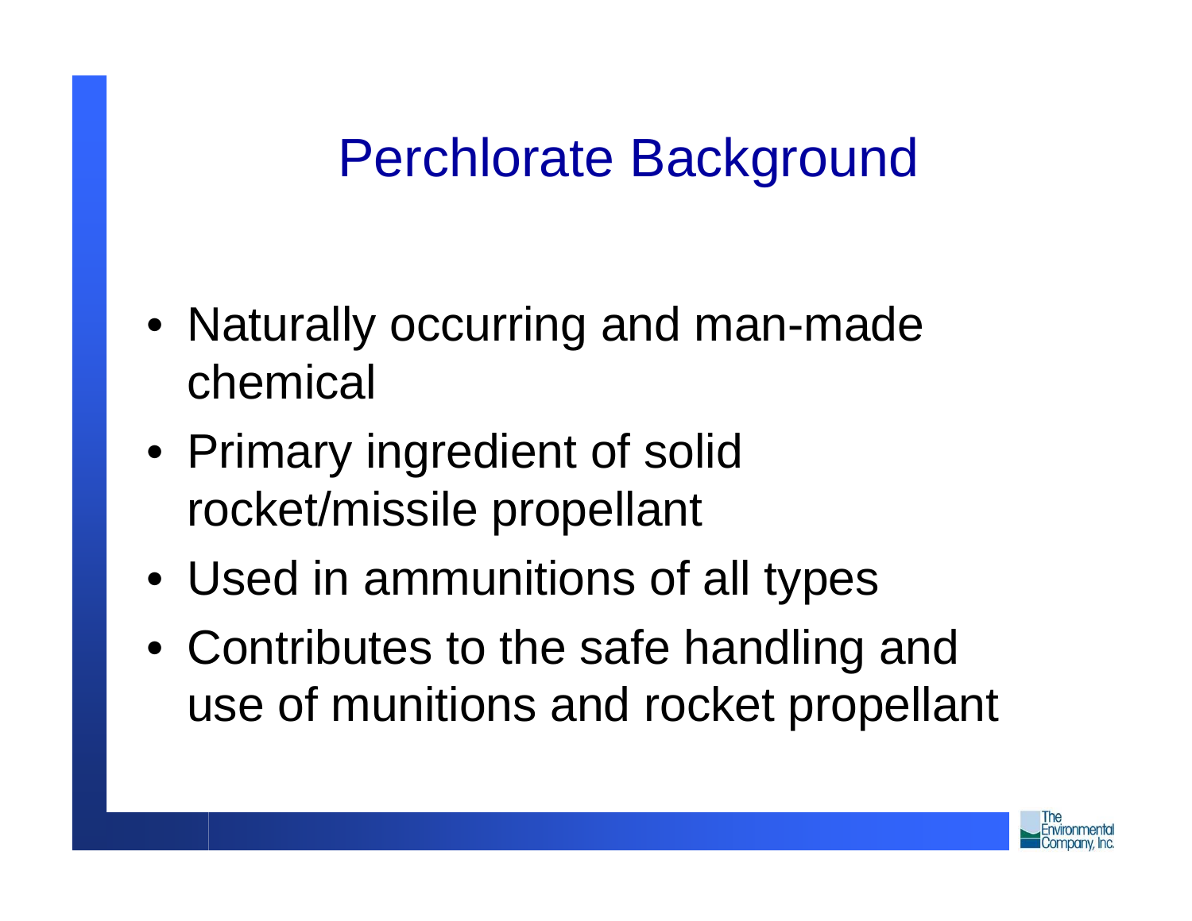# Perchlorate Background

- Naturally occurring and man-made chemical
- Primary ingredient of solid rocket/missile propellant
- Used in ammunitions of all types
- Contributes to the safe handling and use of munitions and rocket propellant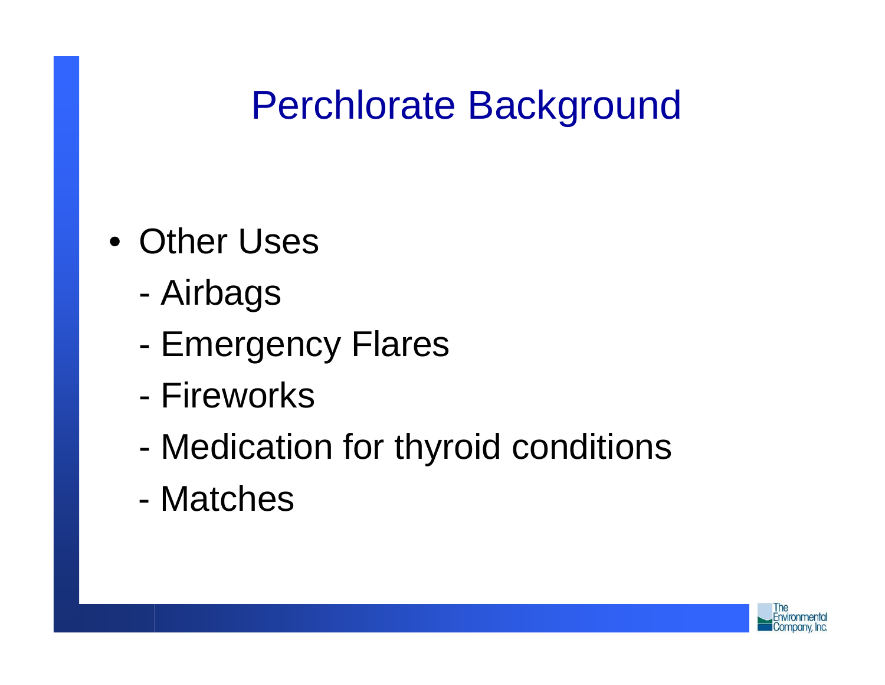# Perchlorate Background

- Other Uses
  - Airbags
  - Emergency Flares
  - Fireworks
  - Medication for thyroid conditions
  - Matches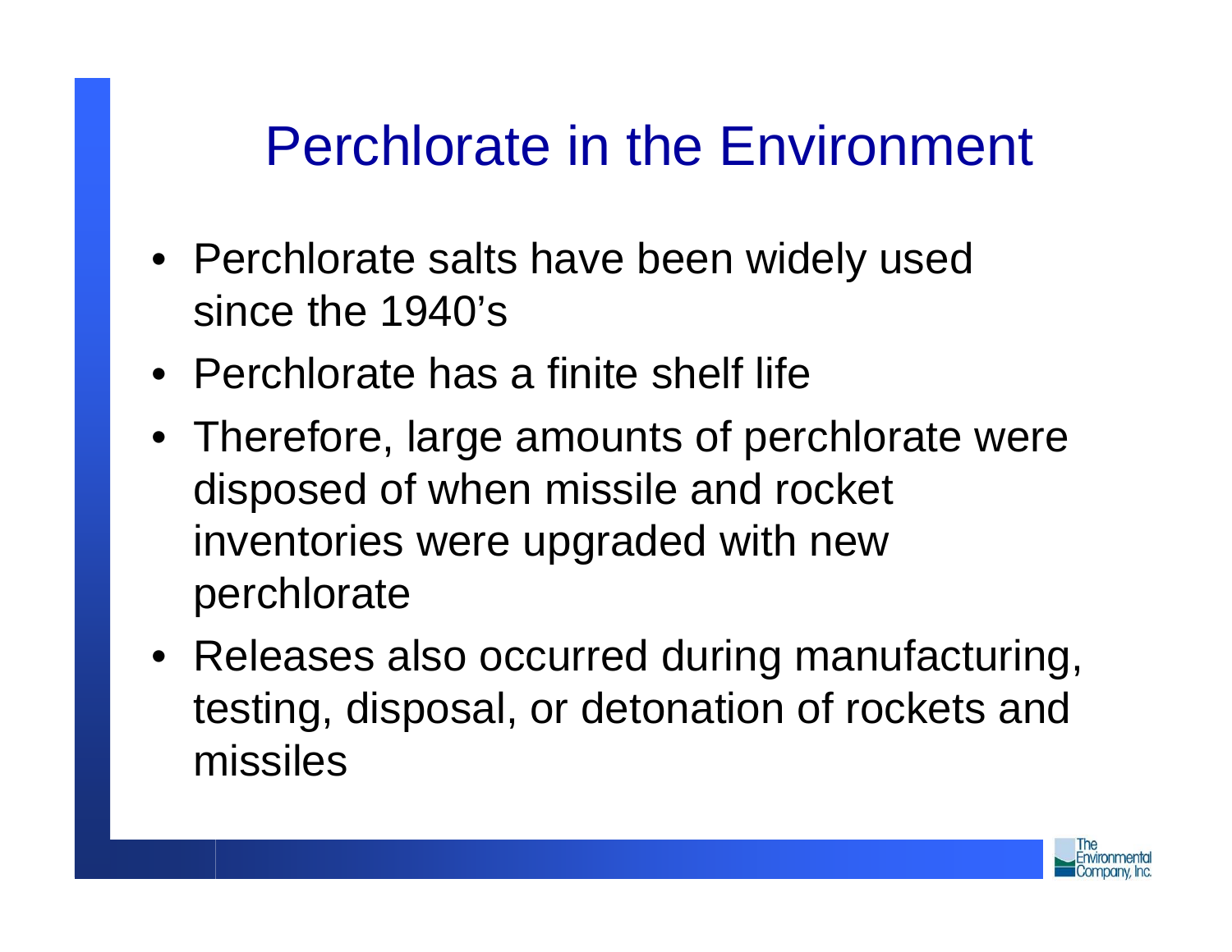# Perchlorate in the Environment

- Perchlorate salts have been widely used since the 1940's
- Perchlorate has a finite shelf life
- Therefore, large amounts of perchlorate were disposed of when missile and rocket inventories were upgraded with new perchlorate
- Releases also occurred during manufacturing, testing, disposal, or detonation of rockets and missiles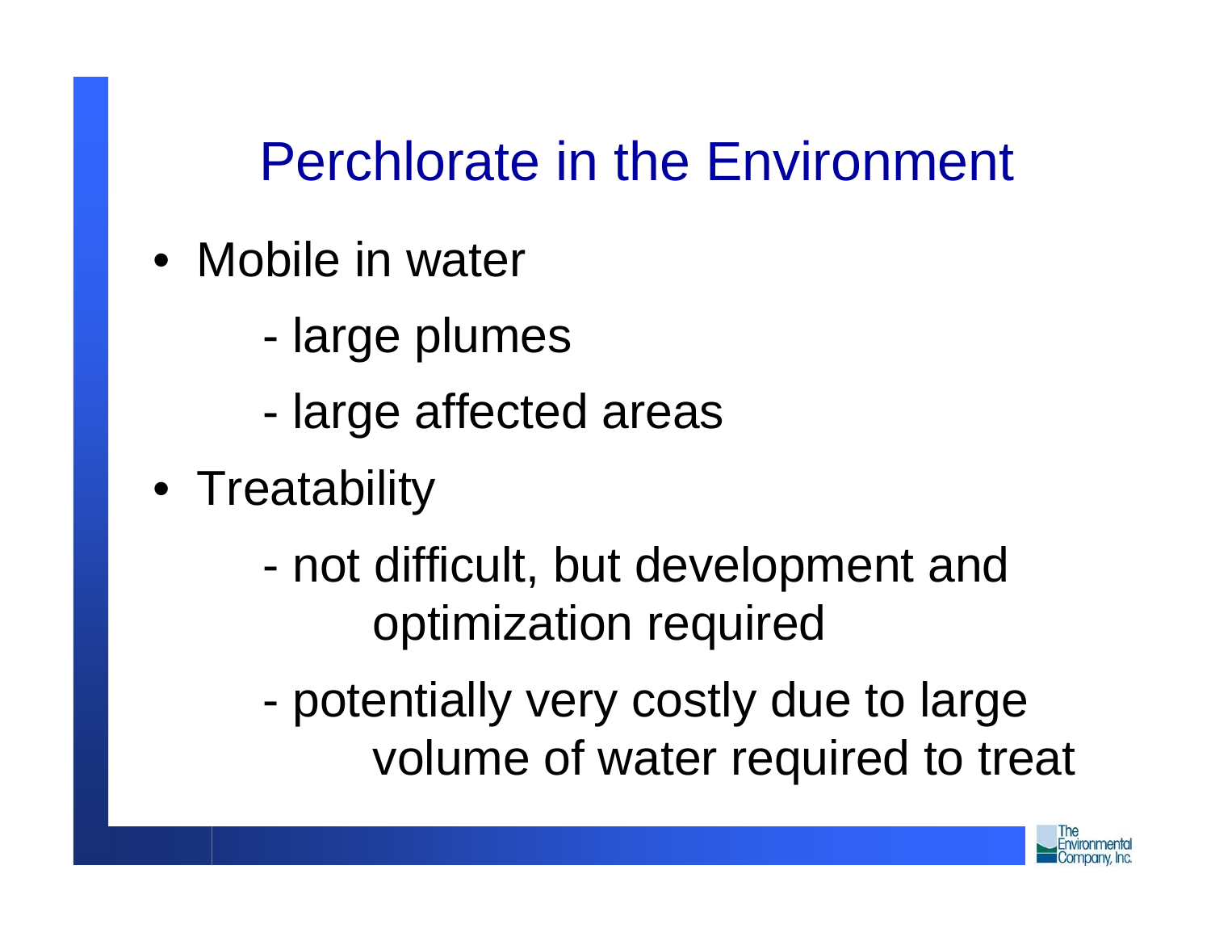# Perchlorate in the Environment

- Mobile in water
  - large plumes
  - large affected areas
- Treatability
  - not difficult, but development and optimization required
  - potentially very costly due to large volume of water required to treat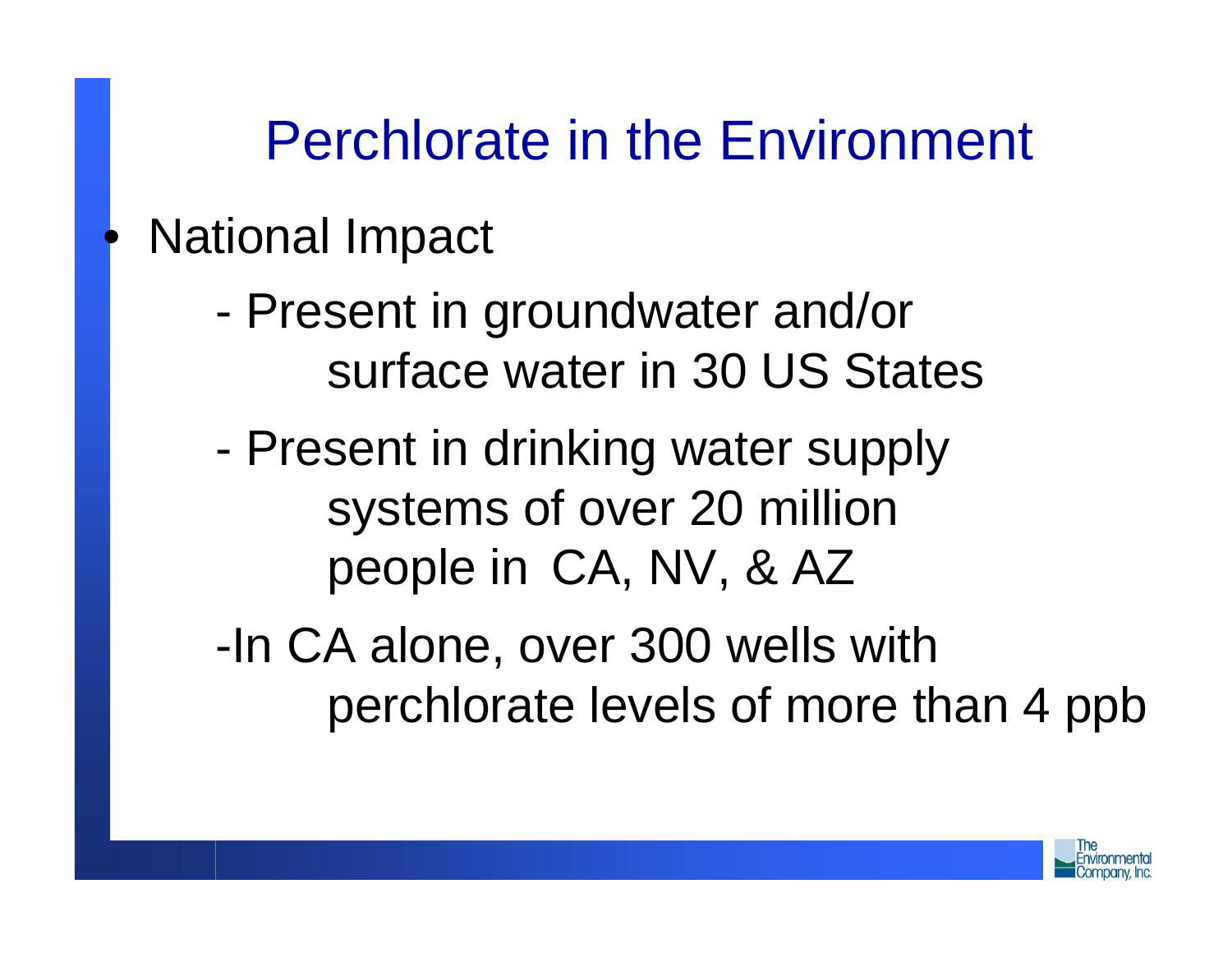# Perchlorate in the Environment

- National Impact
  - Present in groundwater and/or surface water in 30 US States
  - Present in drinking water supply systems of over 20 million people in CA, NV, & AZ
  - In CA alone, over 300 wells with perchlorate levels of more than 4 ppb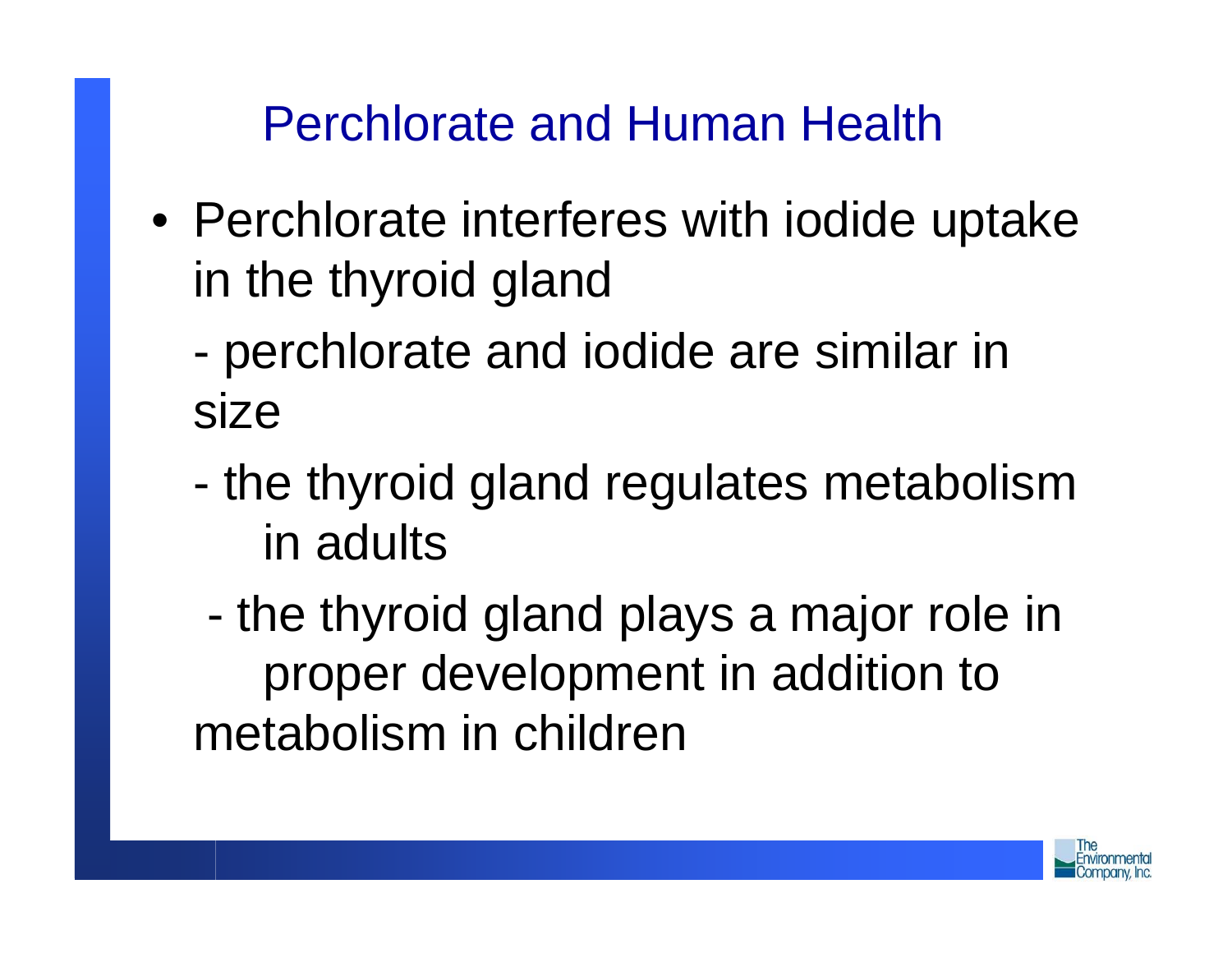# Perchlorate and Human Health

- Perchlorate interferes with iodide uptake in the thyroid gland
  - perchlorate and iodide are similar in size
  - the thyroid gland regulates metabolism in adults
  - the thyroid gland plays a major role in proper development in addition to metabolism in children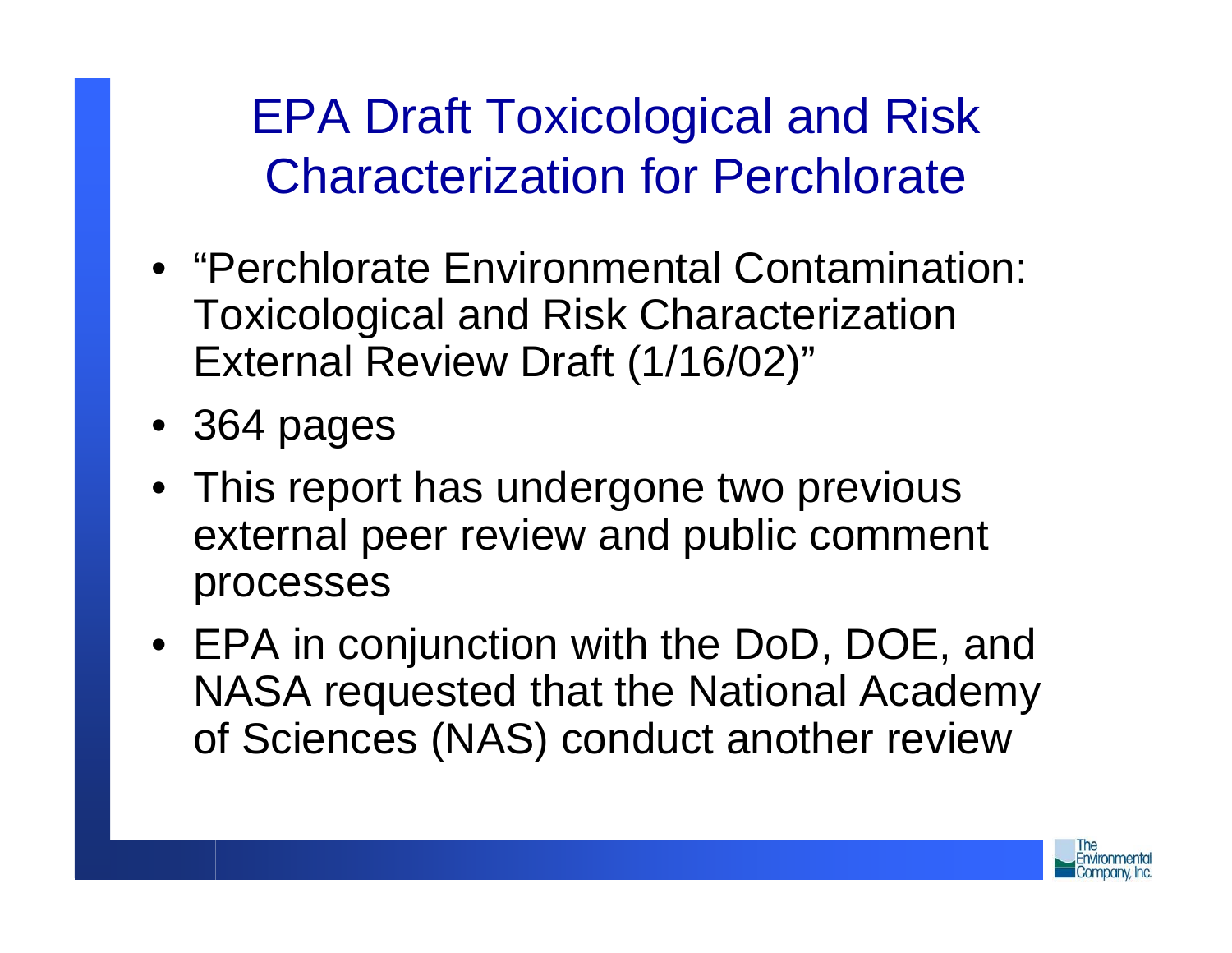# EPA Draft Toxicological and Risk Characterization for Perchlorate

- "Perchlorate Environmental Contamination: Toxicological and Risk Characterization External Review Draft (1/16/02)"
- 364 pages
- This report has undergone two previous external peer review and public comment processes
- EPA in conjunction with the DoD, DOE, and NASA requested that the National Academy of Sciences (NAS) conduct another review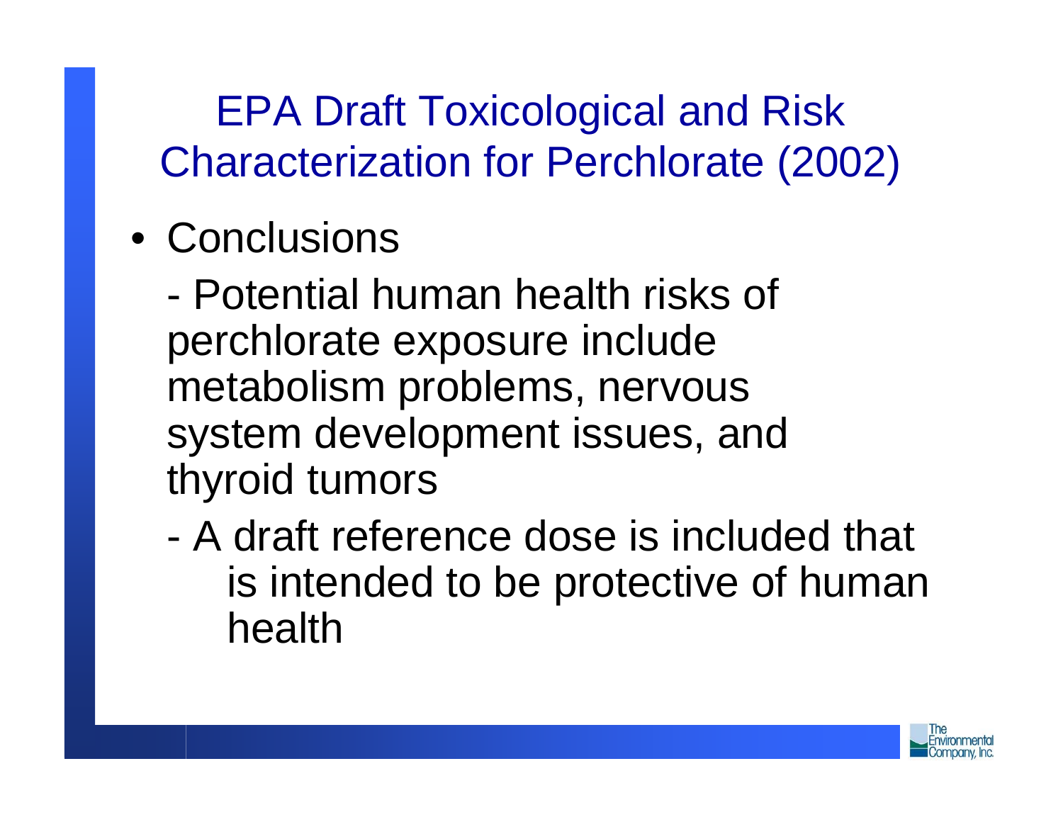# EPA Draft Toxicological and Risk Characterization for Perchlorate (2002)

- Conclusions

  - Potential human health risks of perchlorate exposure include metabolism problems, nervous system development issues, and thyroid tumors

  - A draft reference dose is included that is intended to be protective of human health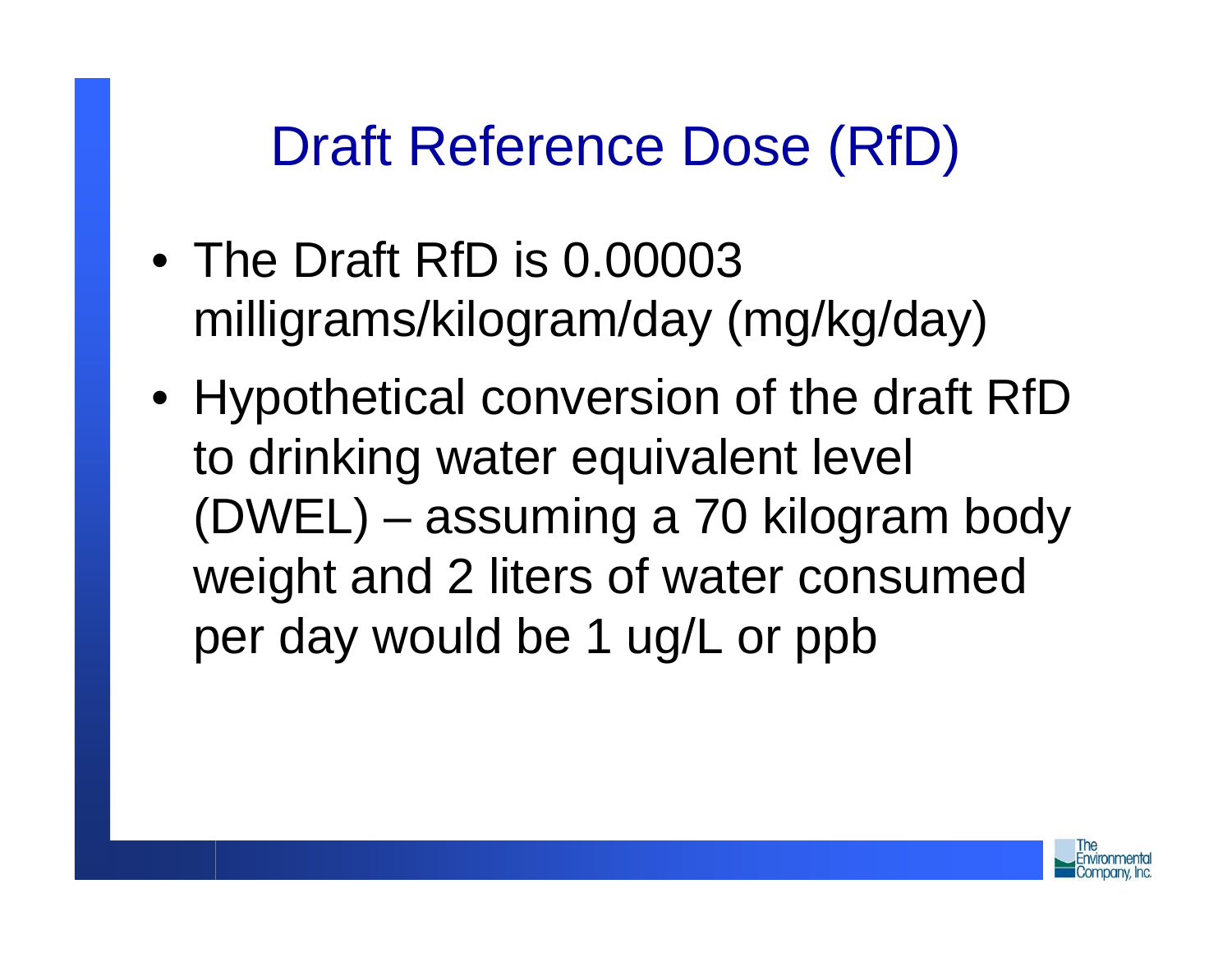# Draft Reference Dose (RfD)

- The Draft RfD is 0.00003 milligrams/kilogram/day (mg/kg/day)
- Hypothetical conversion of the draft RfD to drinking water equivalent level (DWEL) – assuming a 70 kilogram body weight and 2 liters of water consumed per day would be 1 ug/L or ppb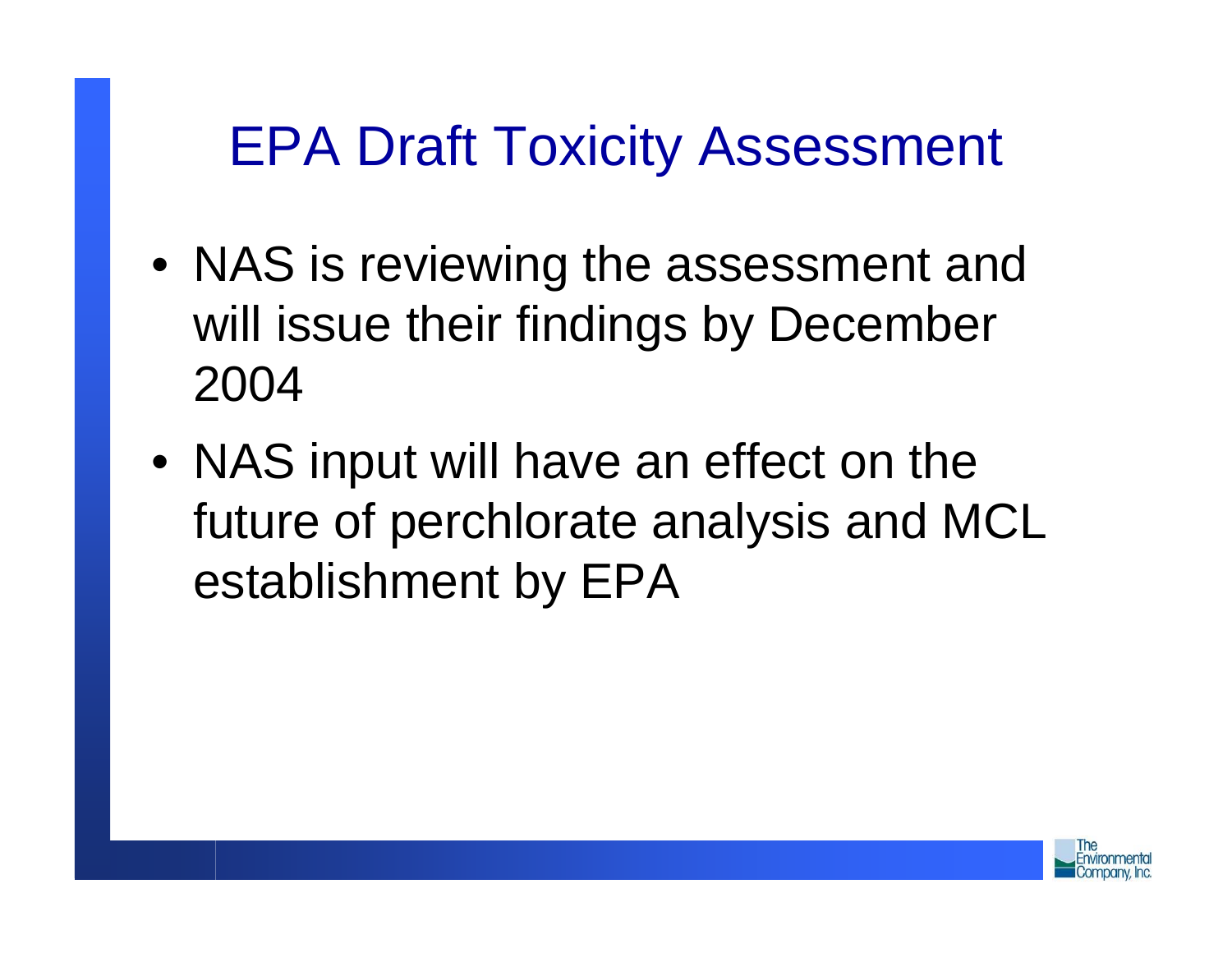# EPA Draft Toxicity Assessment

- NAS is reviewing the assessment and will issue their findings by December 2004
- NAS input will have an effect on the future of perchlorate analysis and MCL establishment by EPA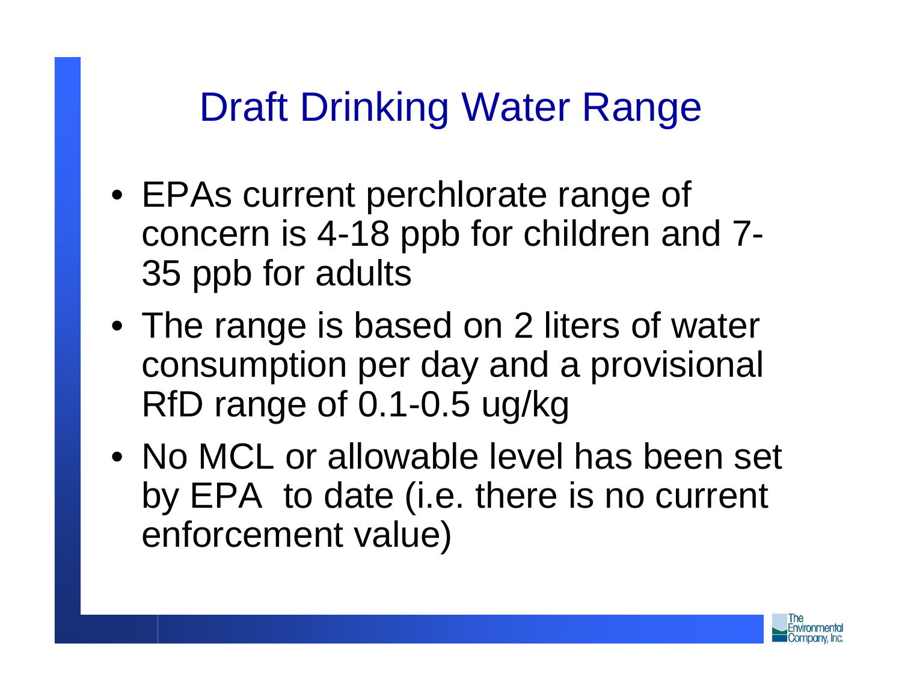# Draft Drinking Water Range

- EPAs current perchlorate range of concern is 4-18 ppb for children and 7-35 ppb for adults
- The range is based on 2 liters of water consumption per day and a provisional RfD range of 0.1-0.5 ug/kg
- No MCL or allowable level has been set by EPA to date (i.e. there is no current enforcement value)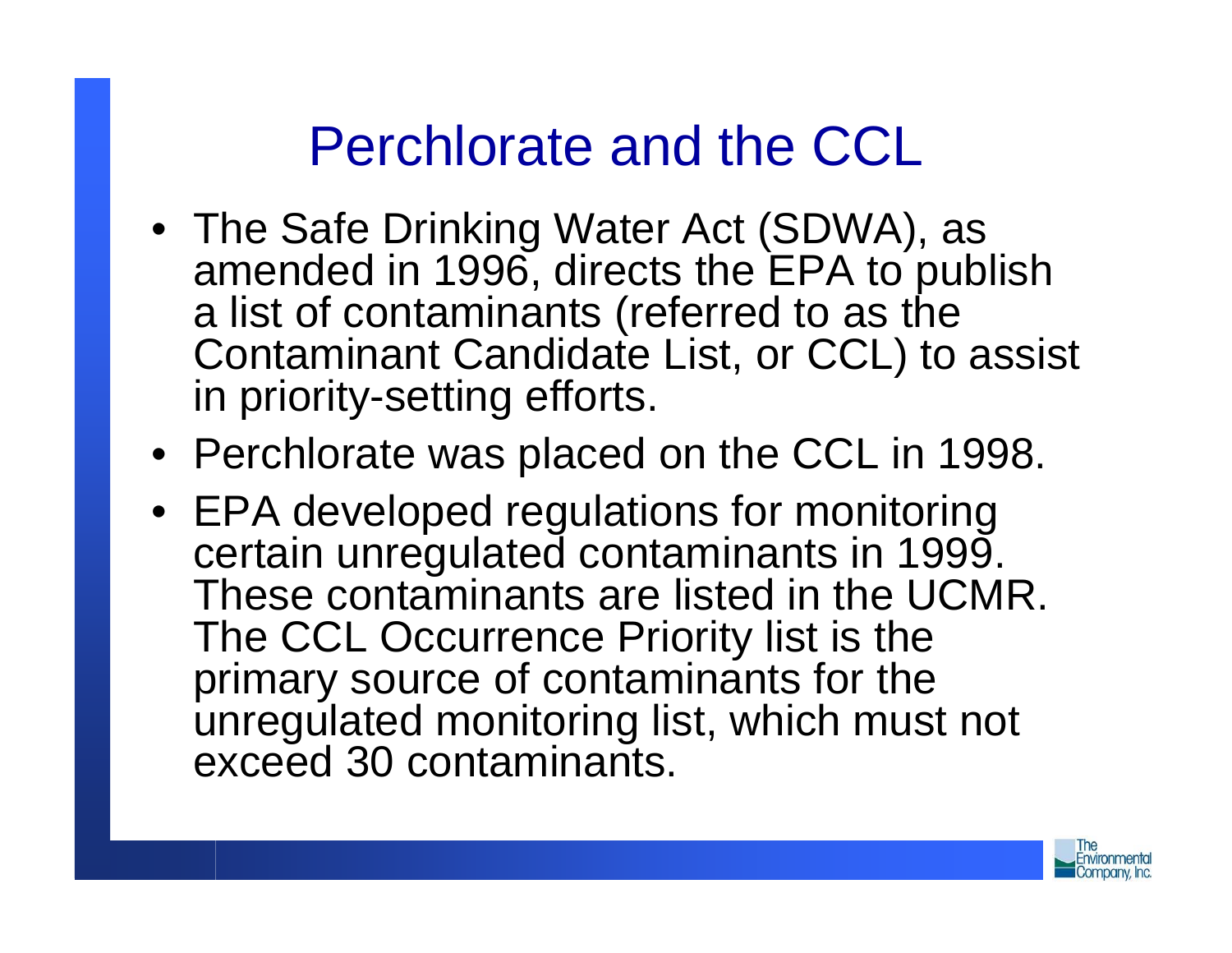# Perchlorate and the CCL

- The Safe Drinking Water Act (SDWA), as amended in 1996, directs the EPA to publish a list of contaminants (referred to as the Contaminant Candidate List, or CCL) to assist in priority-setting efforts.
- Perchlorate was placed on the CCL in 1998.
- EPA developed regulations for monitoring certain unregulated contaminants in 1999. These contaminants are listed in the UCMR. The CCL Occurrence Priority list is the primary source of contaminants for the unregulated monitoring list, which must not exceed 30 contaminants.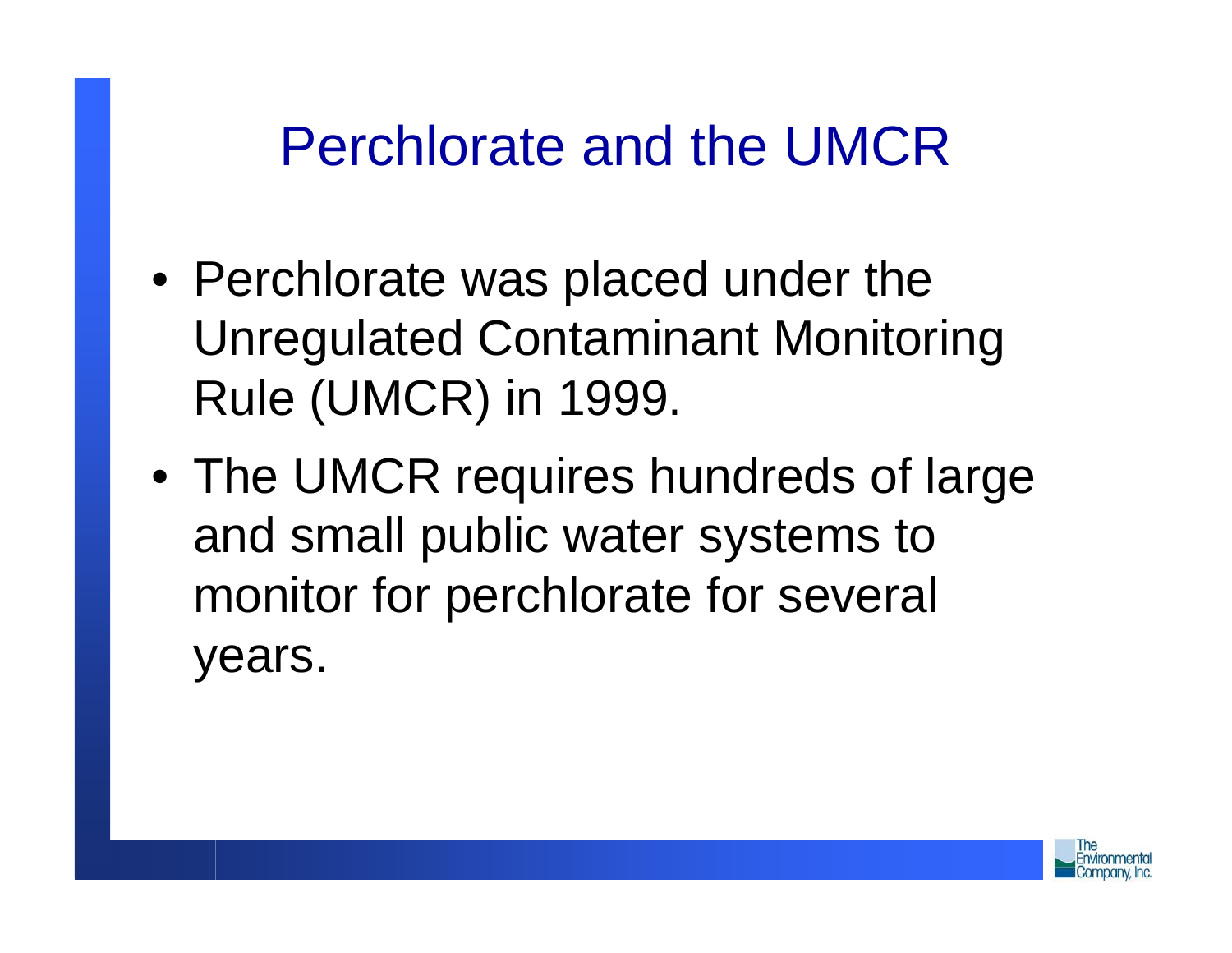# Perchlorate and the UMCR

- Perchlorate was placed under the Unregulated Contaminant Monitoring Rule (UMCR) in 1999.
- The UMCR requires hundreds of large and small public water systems to monitor for perchlorate for several years.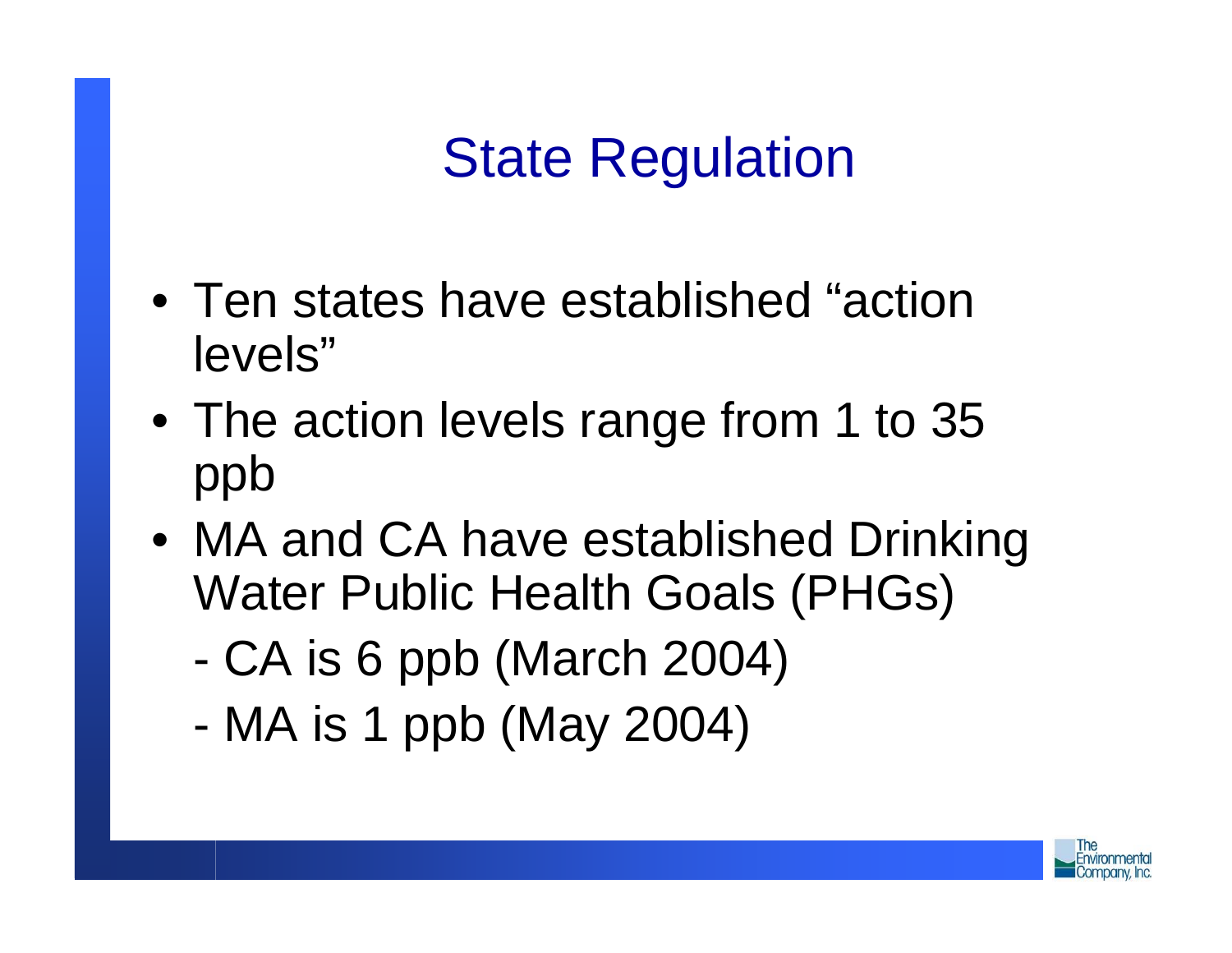# State Regulation

- Ten states have established "action levels"
- The action levels range from 1 to 35 ppb
- MA and CA have established Drinking Water Public Health Goals (PHGs)
  - CA is 6 ppb (March 2004)
  - MA is 1 ppb (May 2004)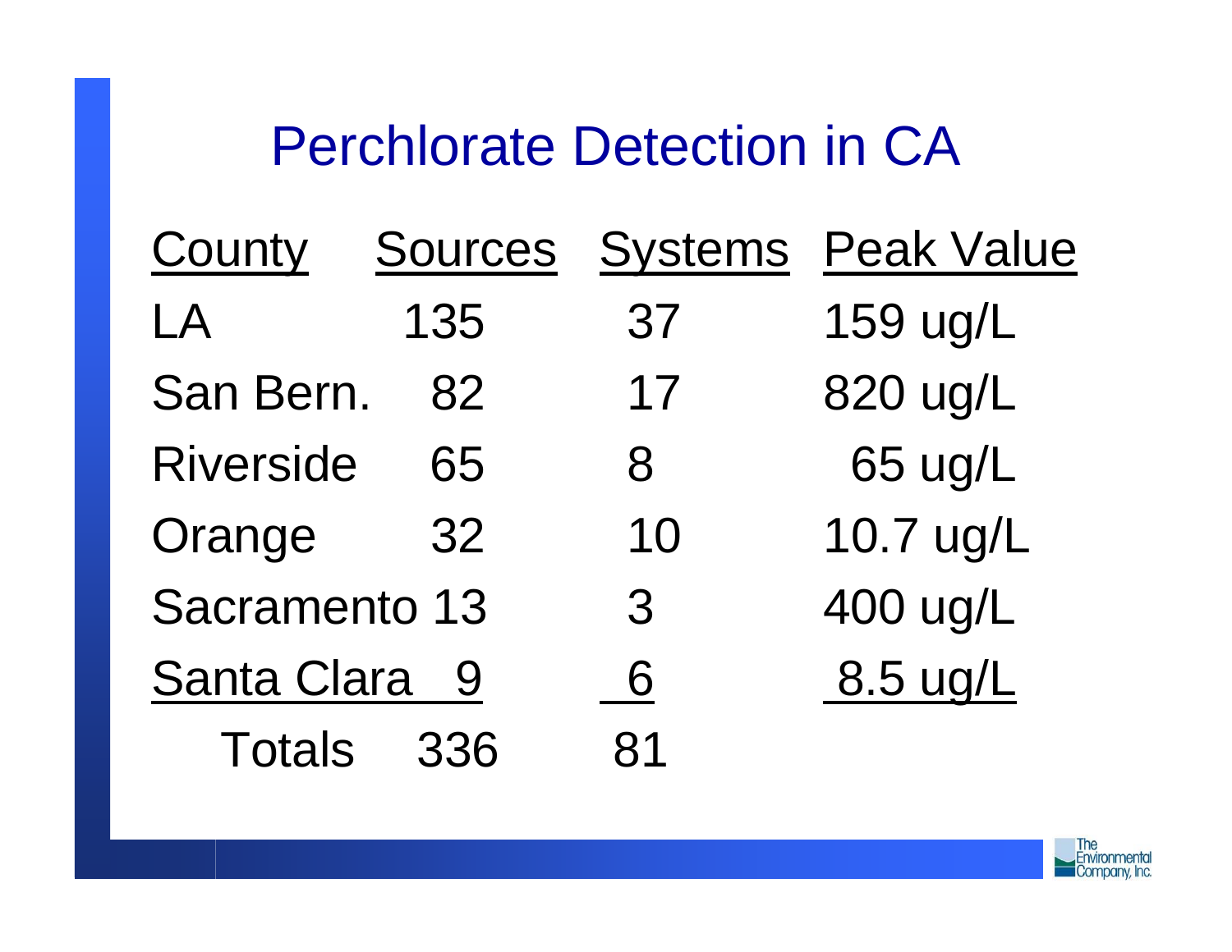# Perchlorate Detection in CA

| County | Sources | Systems | Peak Value |
| --- | --- | --- | --- |
| LA | 135 | 37 | 159 ug/L |
| San Bern. | 82 | 17 | 820 ug/L |
| Riverside | 65 | 8 | 65 ug/L |
| Orange | 32 | 10 | 10.7 ug/L |
| Sacramento | 13 | 3 | 400 ug/L |
| Santa Clara | 9 | 6 | 8.5 ug/L |
| Totals | 336 | 81 | |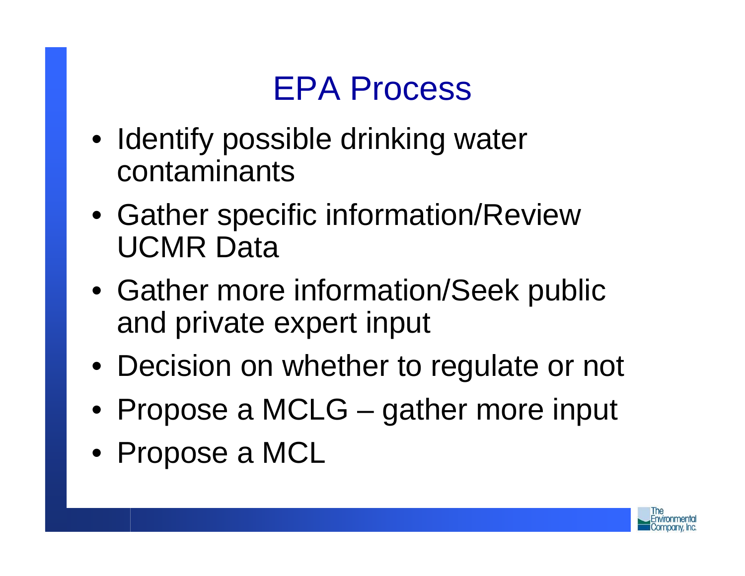# EPA Process

- Identify possible drinking water contaminants
- Gather specific information/Review UCMR Data
- Gather more information/Seek public and private expert input
- Decision on whether to regulate or not
- Propose a MCLG – gather more input
- Propose a MCL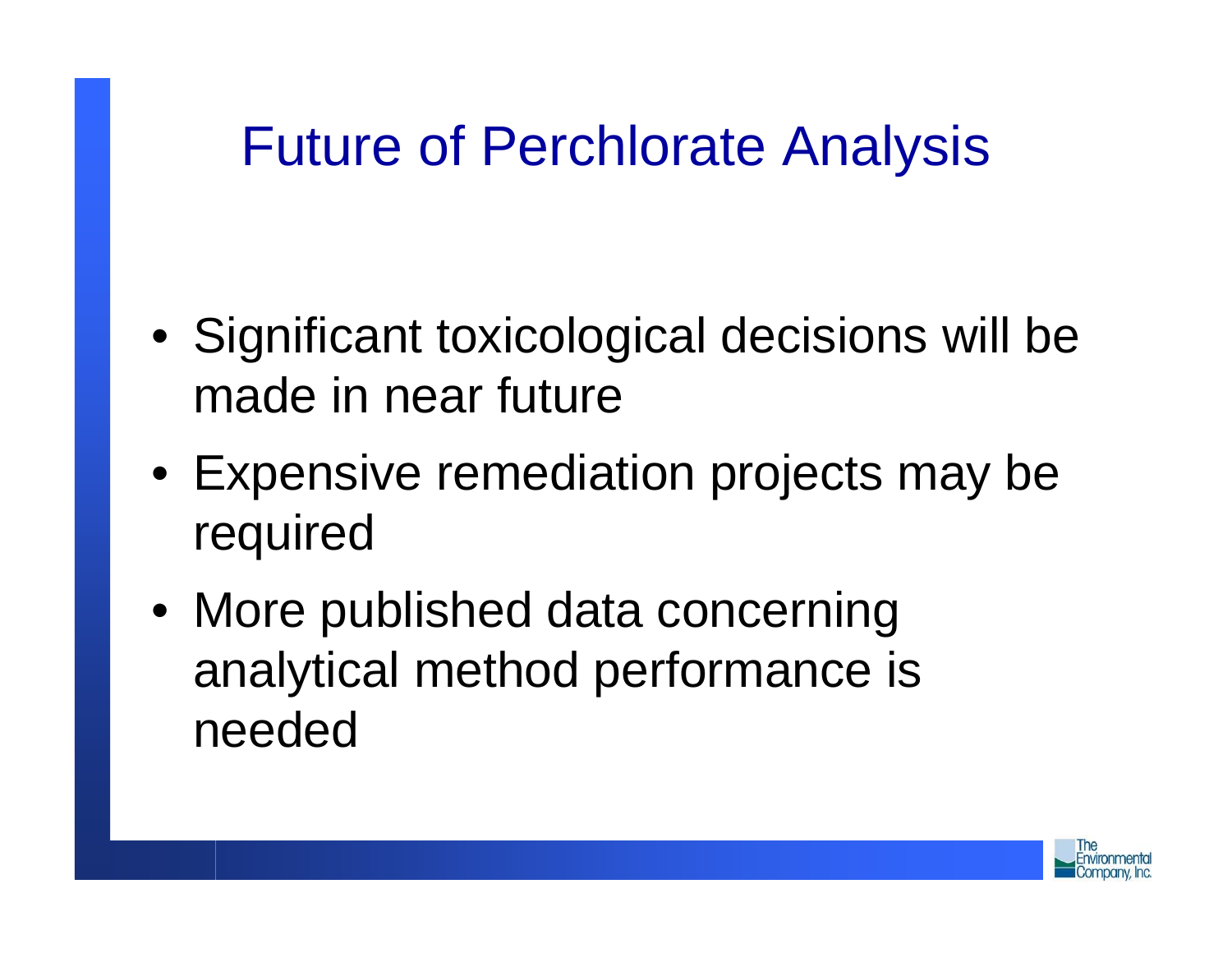# Future of Perchlorate Analysis

- Significant toxicological decisions will be made in near future
- Expensive remediation projects may be required
- More published data concerning analytical method performance is needed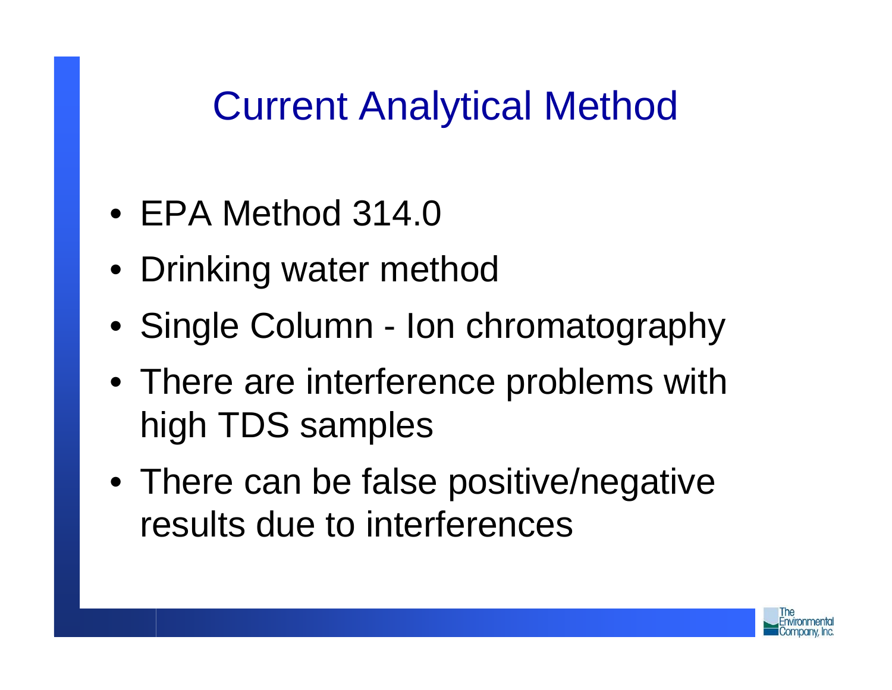# Current Analytical Method

- EPA Method 314.0
- Drinking water method
- Single Column - Ion chromatography
- There are interference problems with high TDS samples
- There can be false positive/negative results due to interferences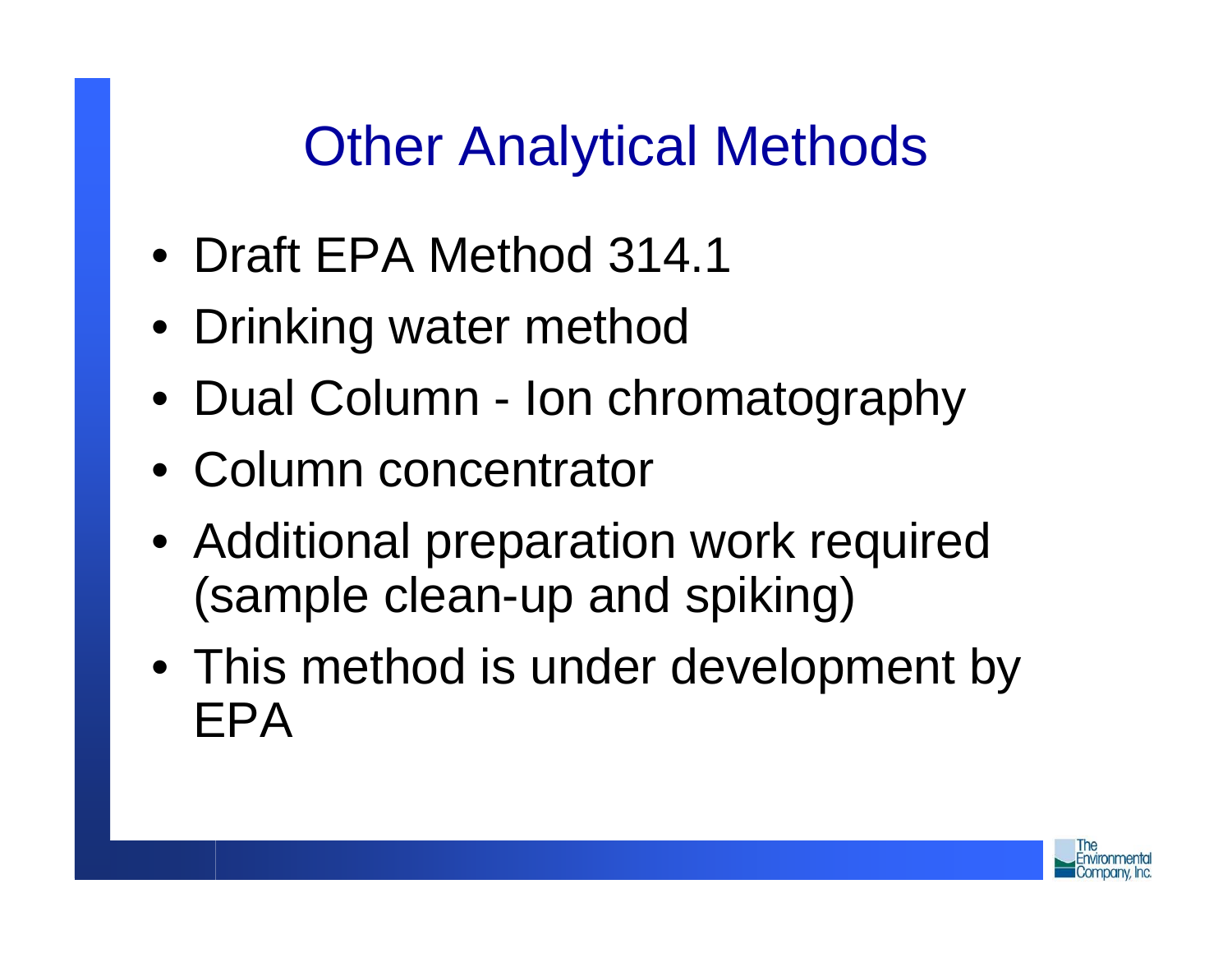# Other Analytical Methods

- Draft EPA Method 314.1
- Drinking water method
- Dual Column - Ion chromatography
- Column concentrator
- Additional preparation work required (sample clean-up and spiking)
- This method is under development by EPA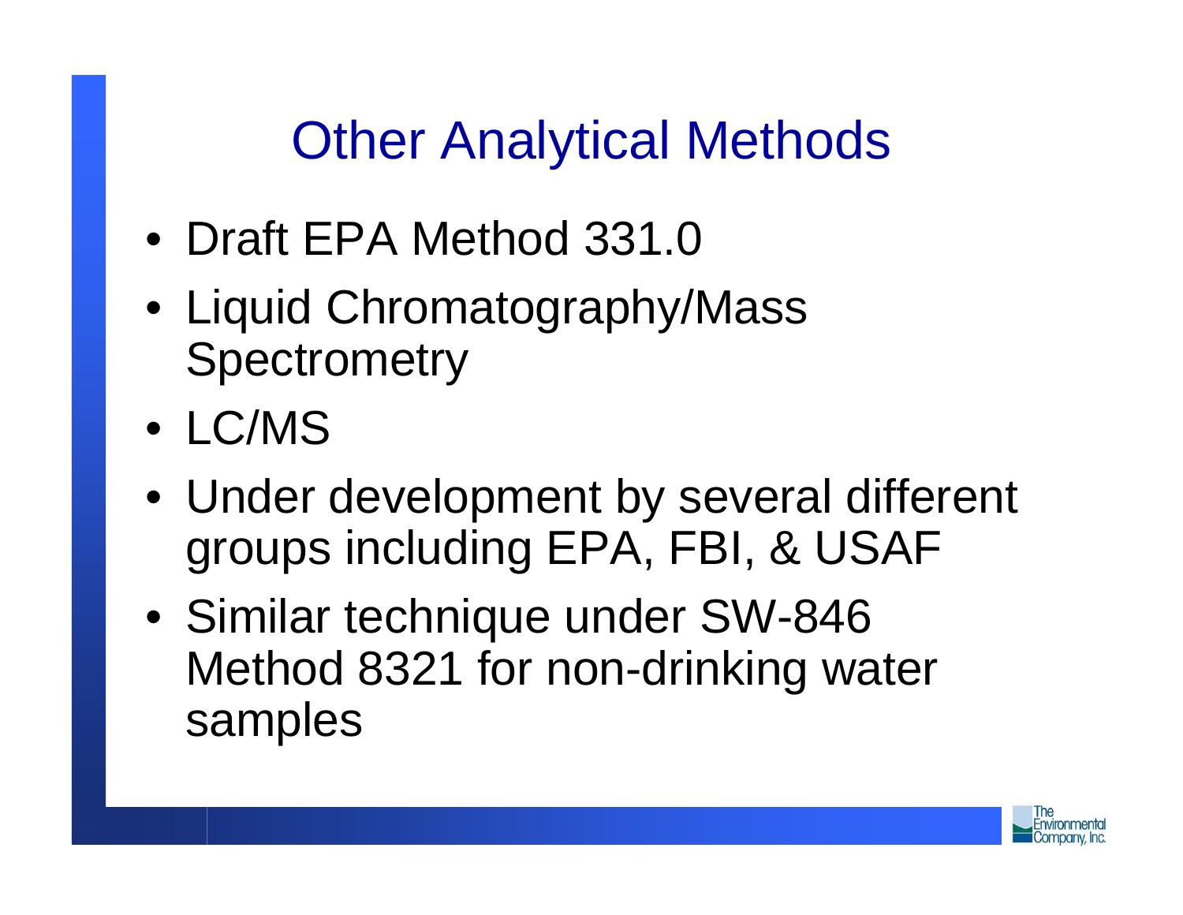# Other Analytical Methods

- Draft EPA Method 331.0
- Liquid Chromatography/Mass Spectrometry
- LC/MS
- Under development by several different groups including EPA, FBI, & USAF
- Similar technique under SW-846 Method 8321 for non-drinking water samples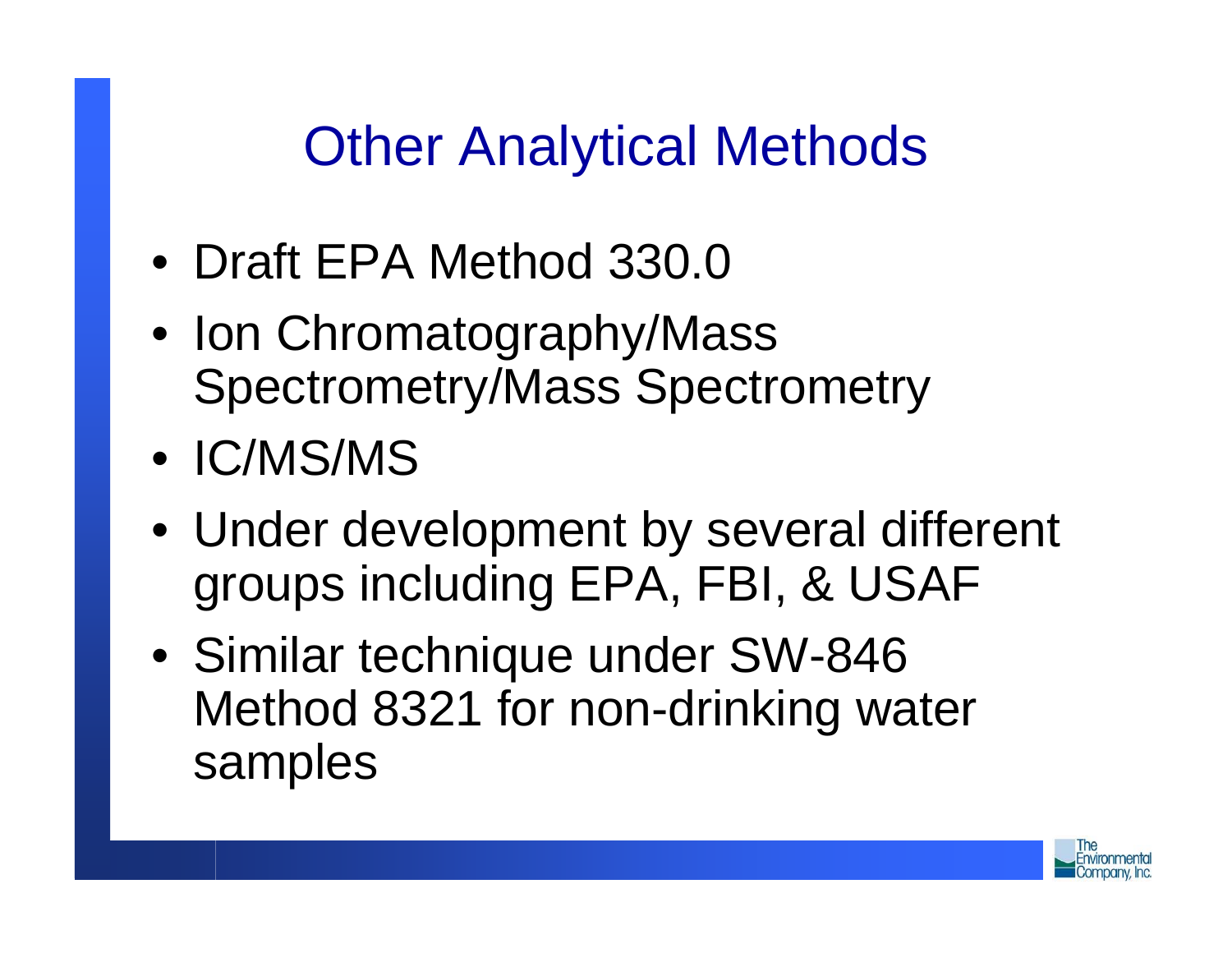# Other Analytical Methods

- Draft EPA Method 330.0
- Ion Chromatography/Mass Spectrometry/Mass Spectrometry
- IC/MS/MS
- Under development by several different groups including EPA, FBI, & USAF
- Similar technique under SW-846 Method 8321 for non-drinking water samples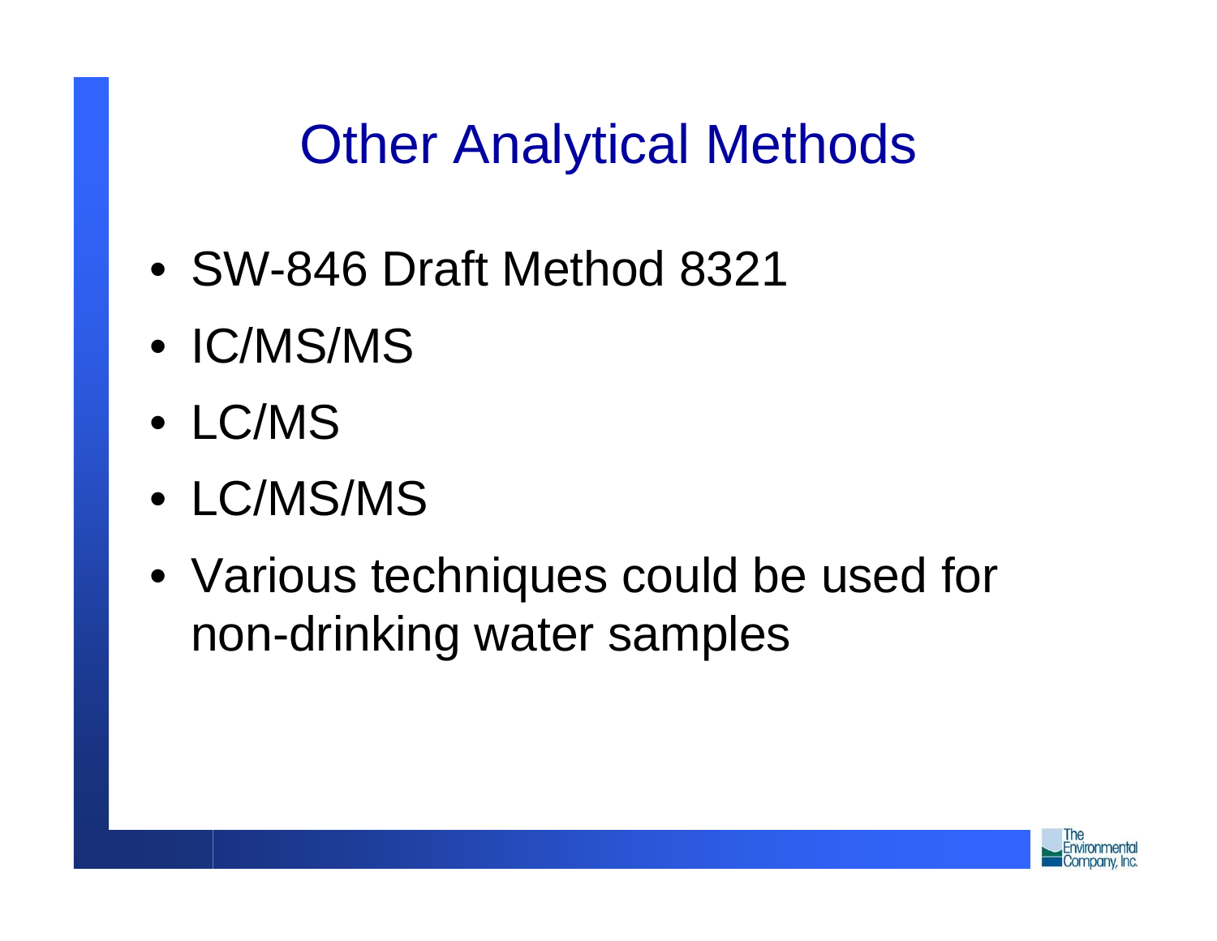# Other Analytical Methods

- SW-846 Draft Method 8321
- IC/MS/MS
- LC/MS
- LC/MS/MS
- Various techniques could be used for non-drinking water samples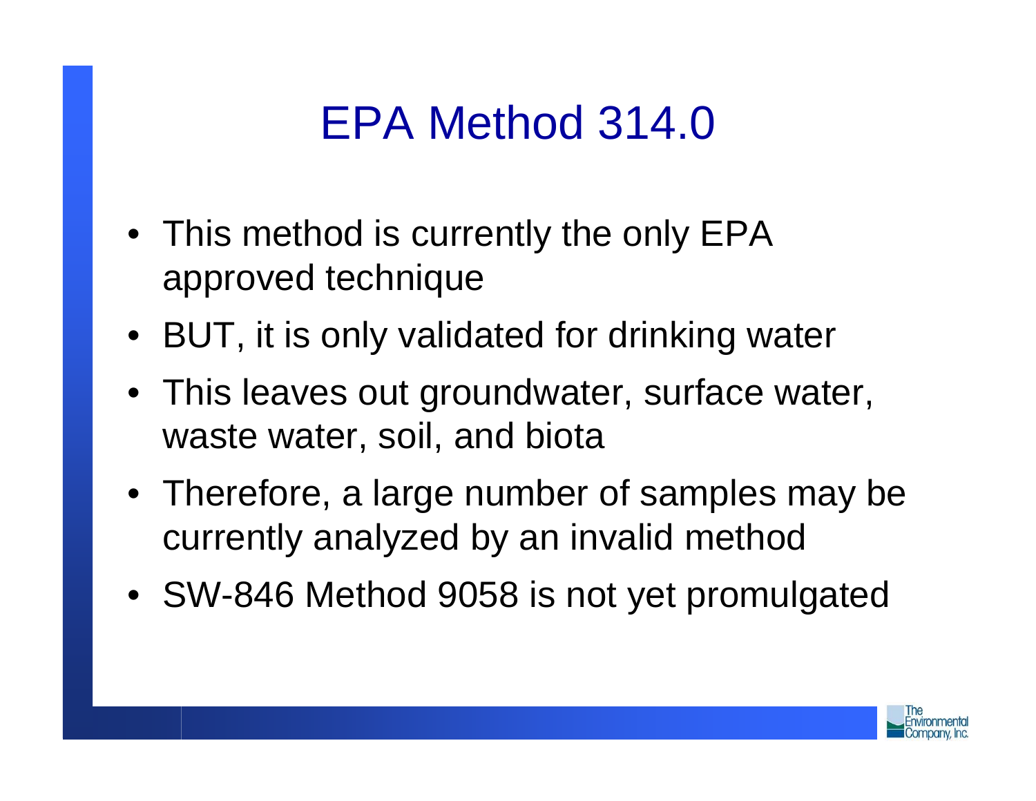# EPA Method 314.0

- This method is currently the only EPA approved technique
- BUT, it is only validated for drinking water
- This leaves out groundwater, surface water, waste water, soil, and biota
- Therefore, a large number of samples may be currently analyzed by an invalid method
- SW-846 Method 9058 is not yet promulgated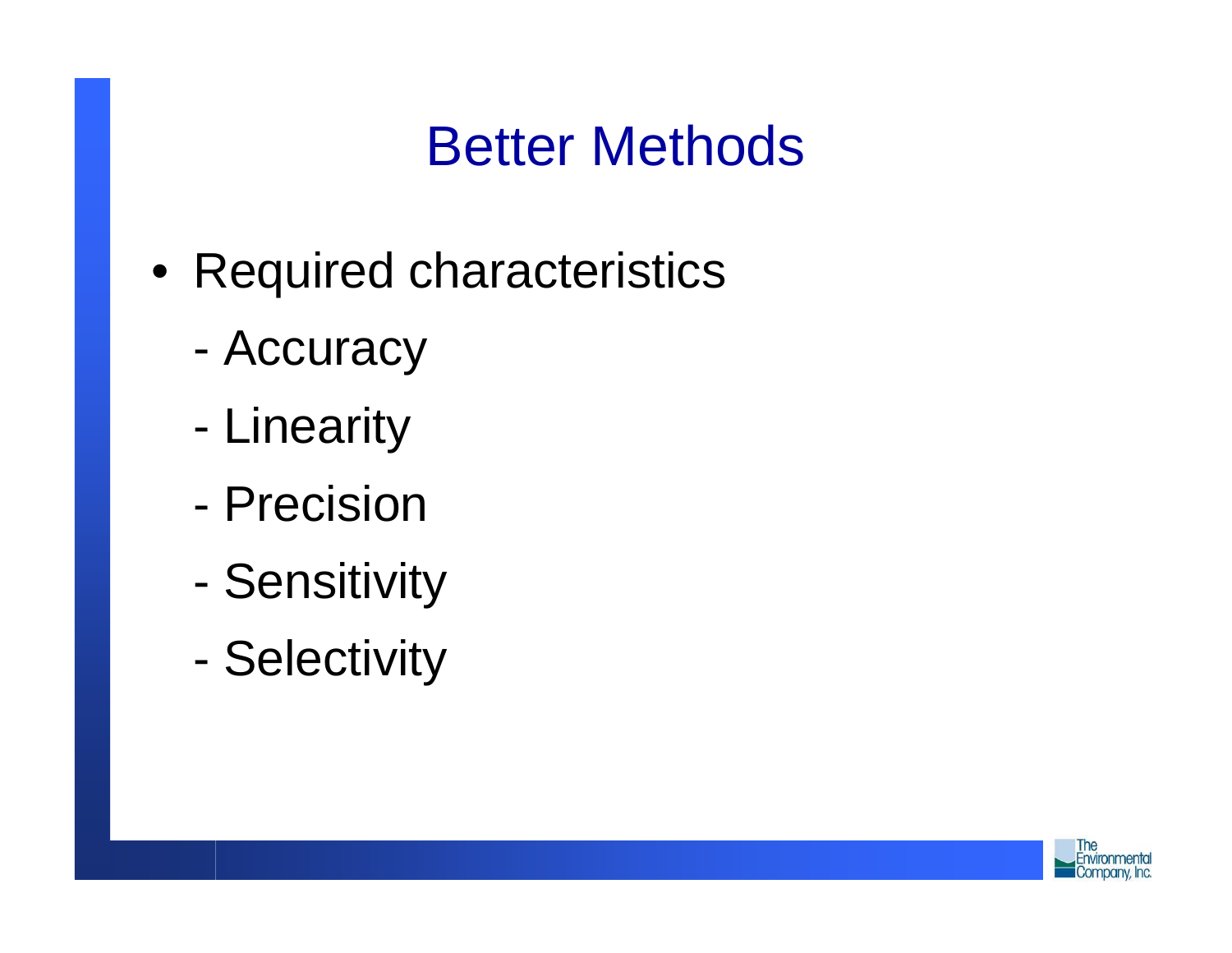# Better Methods

- Required characteristics
  - Accuracy
  - Linearity
  - Precision
  - Sensitivity
  - Selectivity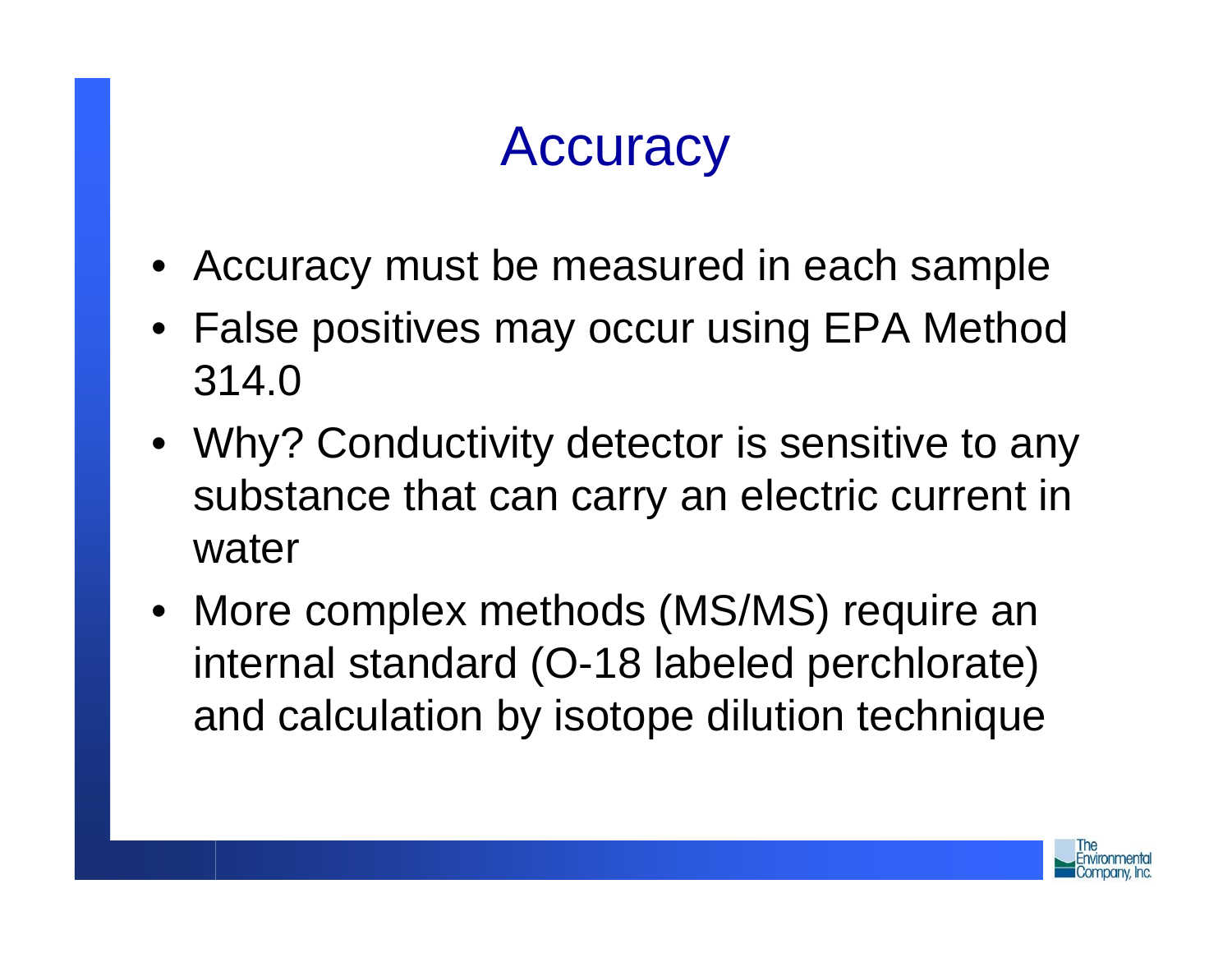# Accuracy

- Accuracy must be measured in each sample
- False positives may occur using EPA Method 314.0
- Why? Conductivity detector is sensitive to any substance that can carry an electric current in water
- More complex methods (MS/MS) require an internal standard (O-18 labeled perchlorate) and calculation by isotope dilution technique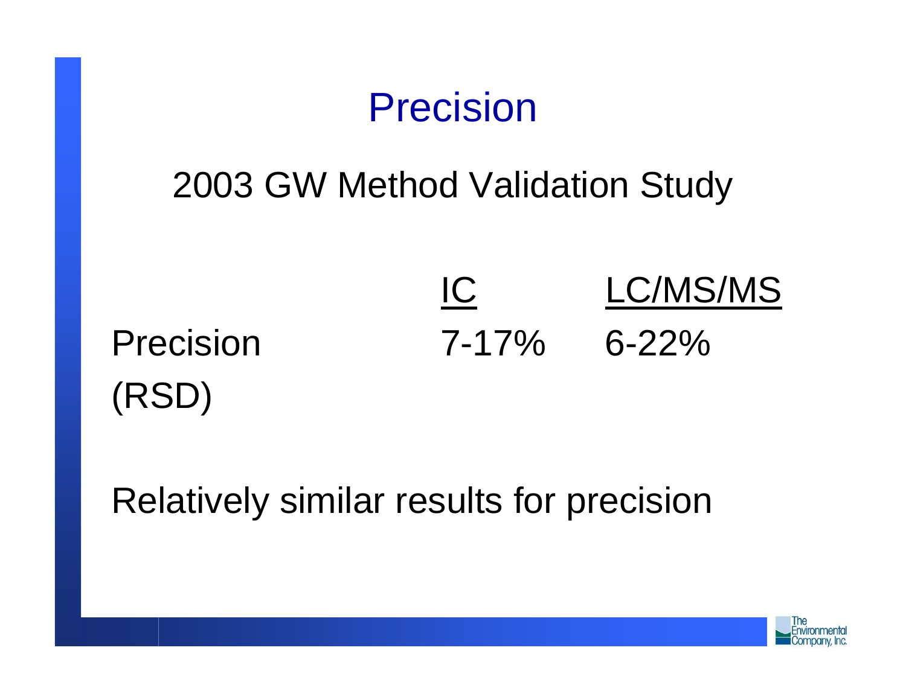# Precision

## 2003 GW Method Validation Study

| | IC | LC/MS/MS |
|---|---|---|
| Precision (RSD) | 7-17% | 6-22% |

Relatively similar results for precision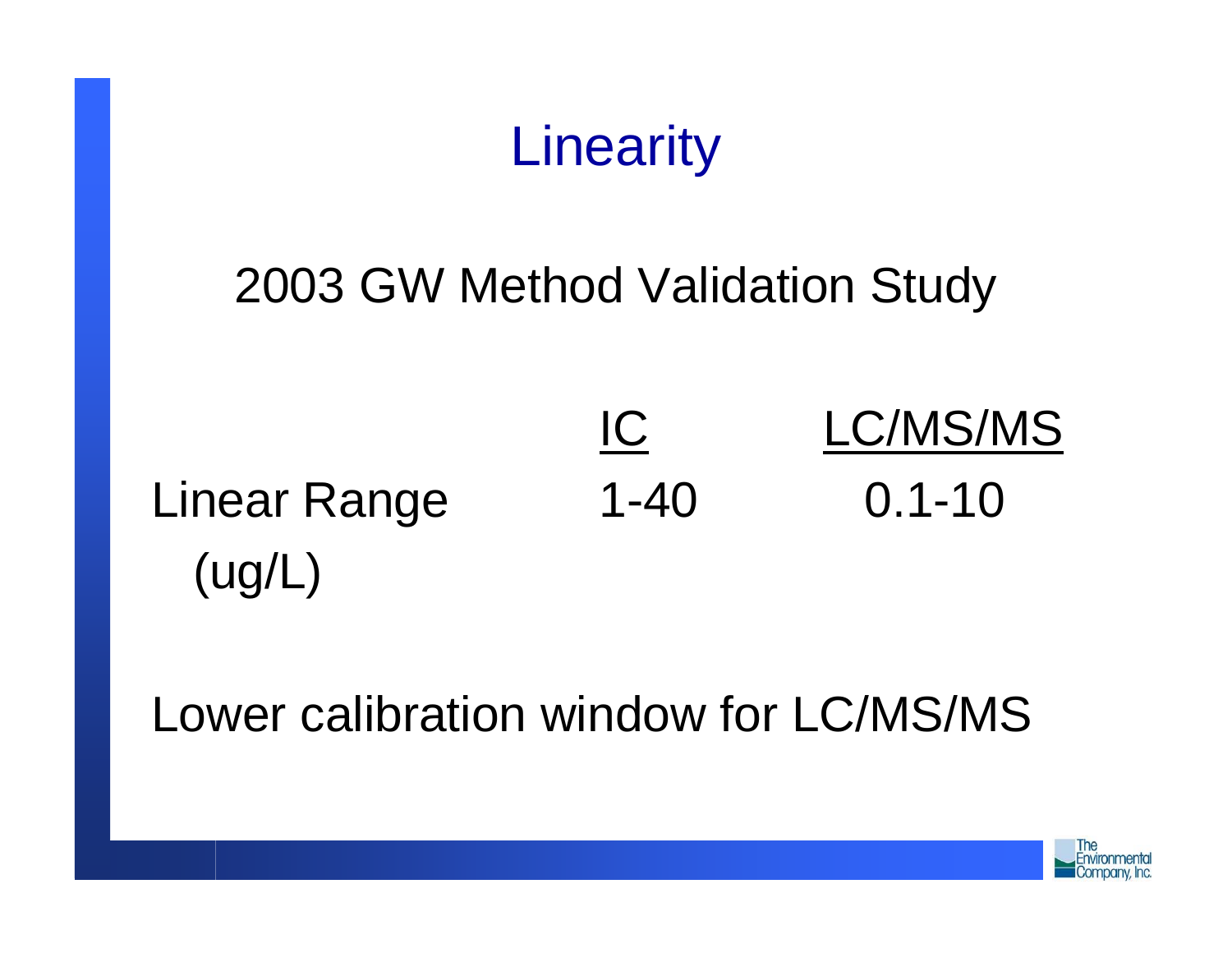# Linearity

## 2003 GW Method Validation Study

| | IC | LC/MS/MS |
|---|---|---|
| Linear Range (ug/L) | 1-40 | 0.1-10 |

Lower calibration window for LC/MS/MS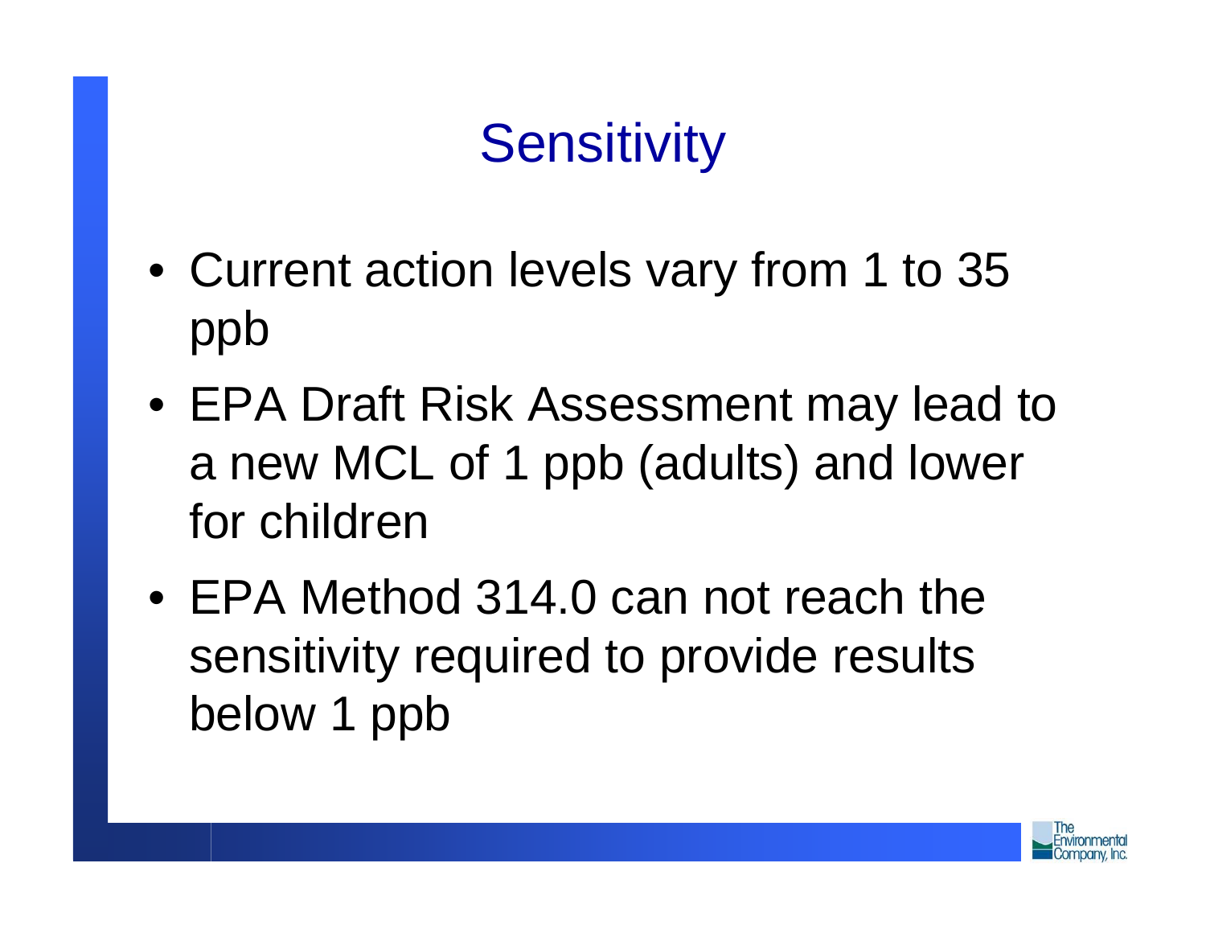# Sensitivity

- Current action levels vary from 1 to 35 ppb
- EPA Draft Risk Assessment may lead to a new MCL of 1 ppb (adults) and lower for children
- EPA Method 314.0 can not reach the sensitivity required to provide results below 1 ppb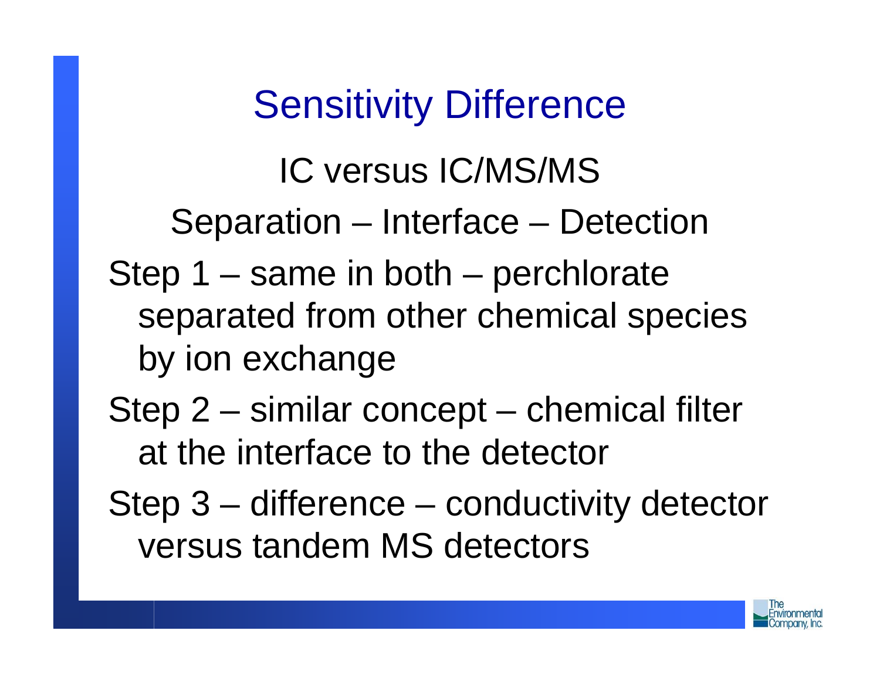# Sensitivity Difference

IC versus IC/MS/MS

Separation – Interface – Detection

- Step 1 – same in both – perchlorate separated from other chemical species by ion exchange
- Step 2 – similar concept – chemical filter at the interface to the detector
- Step 3 – difference – conductivity detector versus tandem MS detectors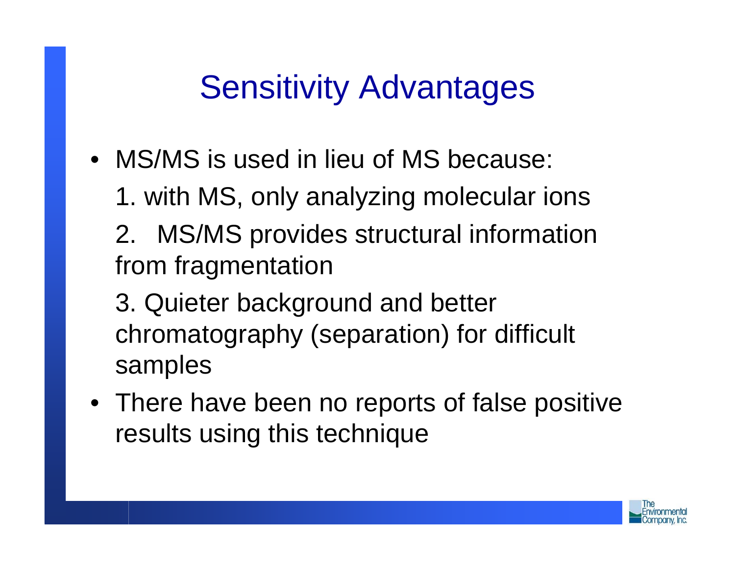# Sensitivity Advantages

- MS/MS is used in lieu of MS because:

  1. with MS, only analyzing molecular ions

  2. MS/MS provides structural information from fragmentation

  3. Quieter background and better chromatography (separation) for difficult samples

- There have been no reports of false positive results using this technique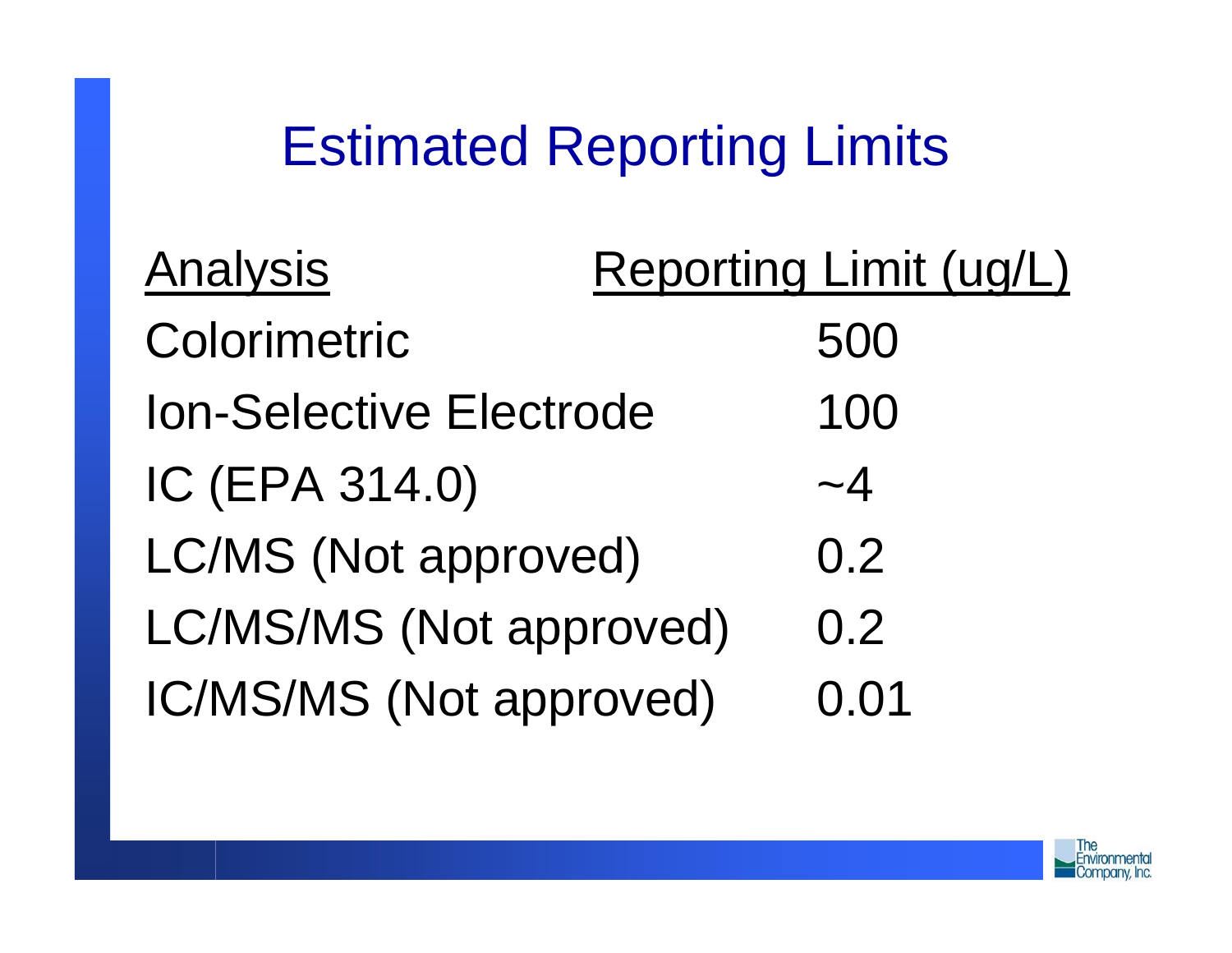# Estimated Reporting Limits

| Analysis | Reporting Limit (ug/L) |
|---|---|
| Colorimetric | 500 |
| Ion-Selective Electrode | 100 |
| IC (EPA 314.0) | ~4 |
| LC/MS (Not approved) | 0.2 |
| LC/MS/MS (Not approved) | 0.2 |
| IC/MS/MS (Not approved) | 0.01 |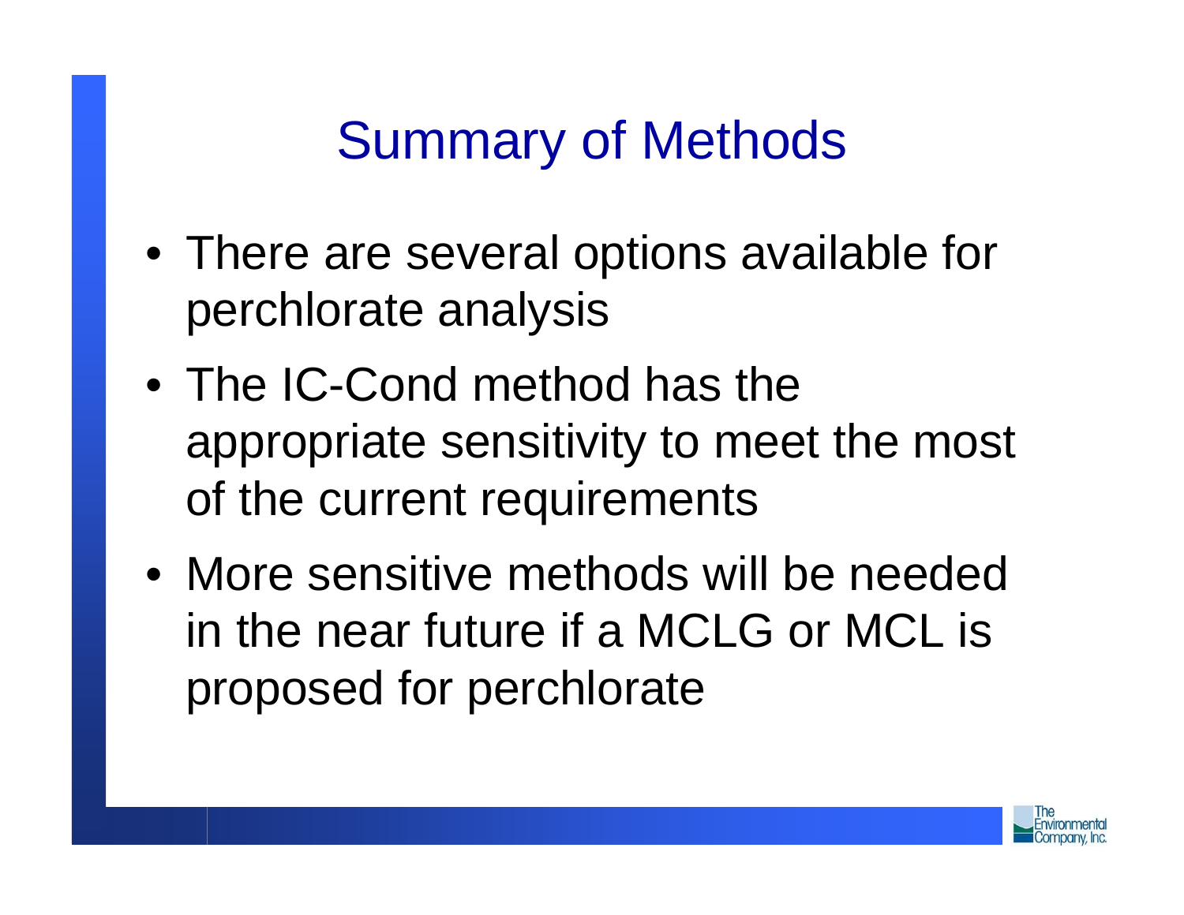# Summary of Methods

- There are several options available for perchlorate analysis
- The IC-Cond method has the appropriate sensitivity to meet the most of the current requirements
- More sensitive methods will be needed in the near future if a MCLG or MCL is proposed for perchlorate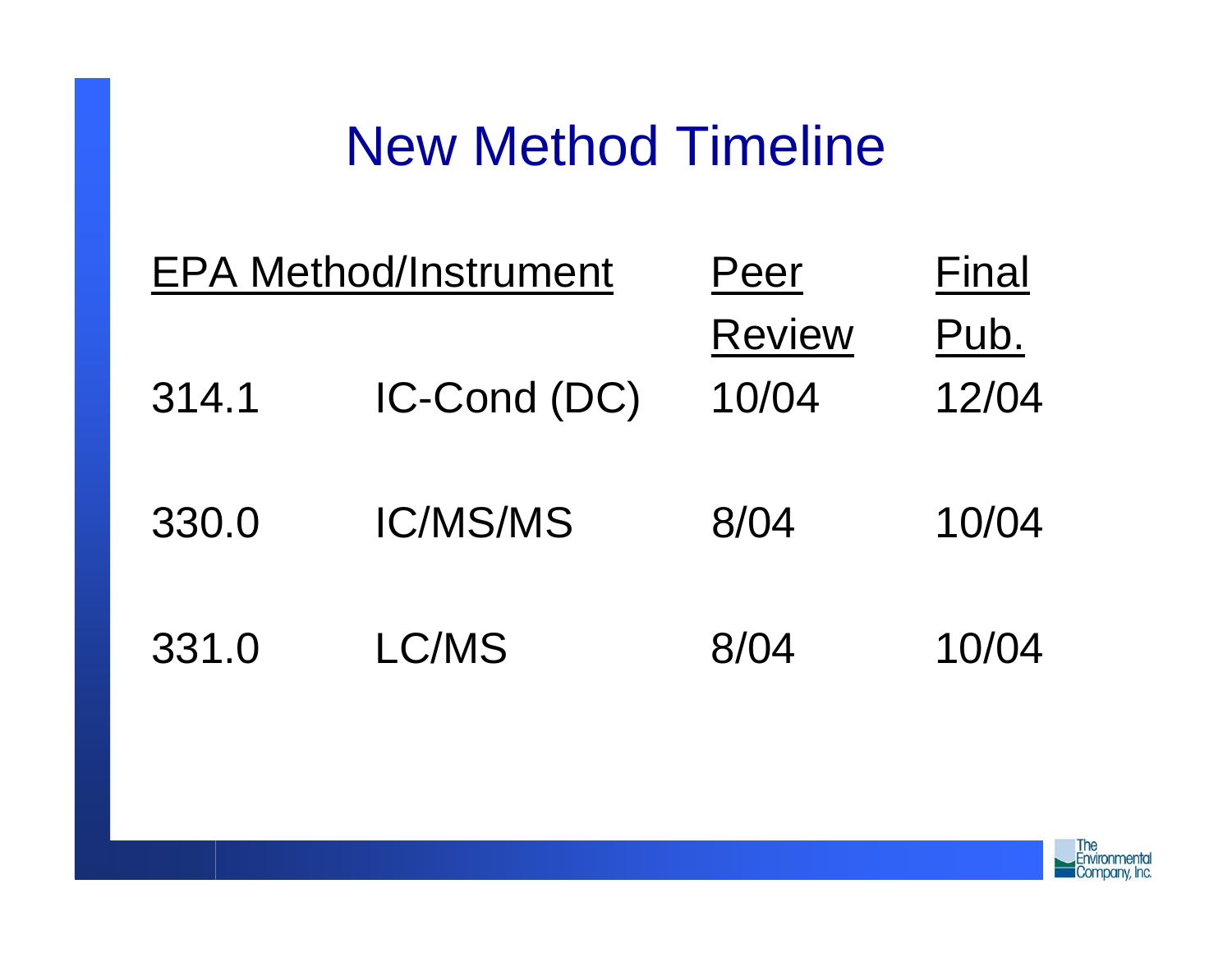# New Method Timeline

| EPA Method/Instrument | | Peer Review | Final Pub. |
|---|---|---|---|
| 314.1 | IC-Cond (DC) | 10/04 | 12/04 |
| 330.0 | IC/MS/MS | 8/04 | 10/04 |
| 331.0 | LC/MS | 8/04 | 10/04 |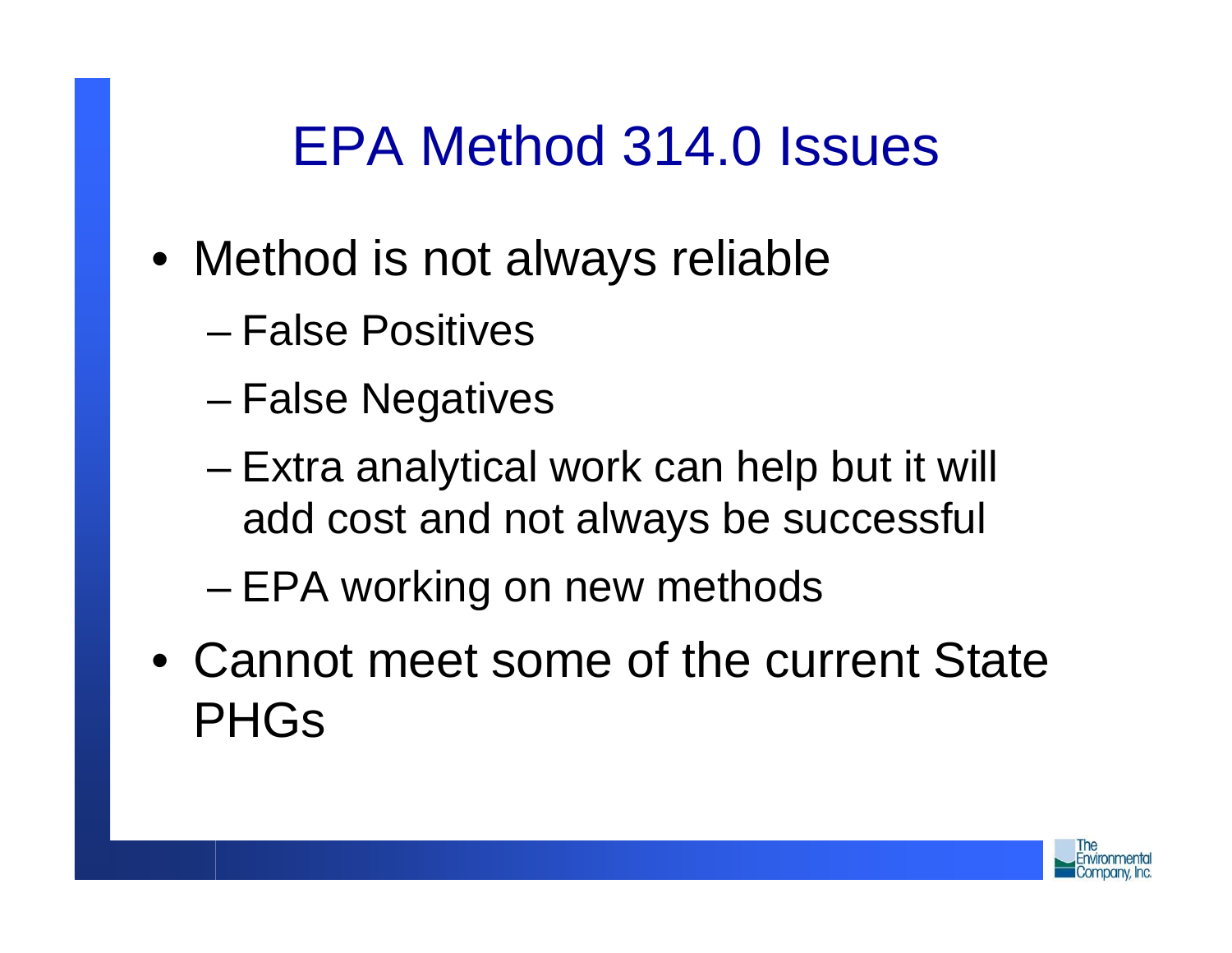# EPA Method 314.0 Issues

- Method is not always reliable
  - False Positives
  - False Negatives
  - Extra analytical work can help but it will add cost and not always be successful
  - EPA working on new methods
- Cannot meet some of the current State PHGs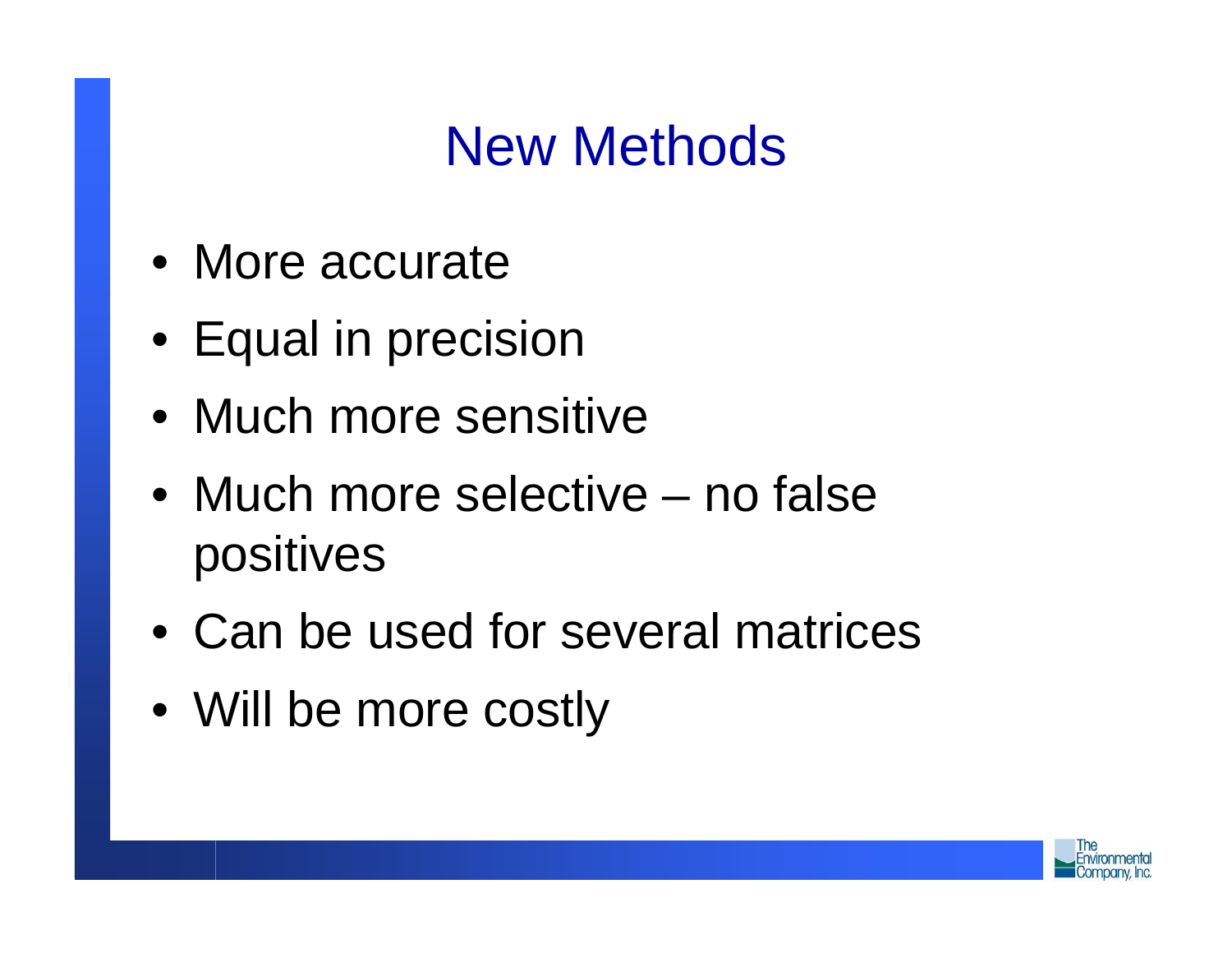# New Methods

- More accurate
- Equal in precision
- Much more sensitive
- Much more selective – no false positives
- Can be used for several matrices
- Will be more costly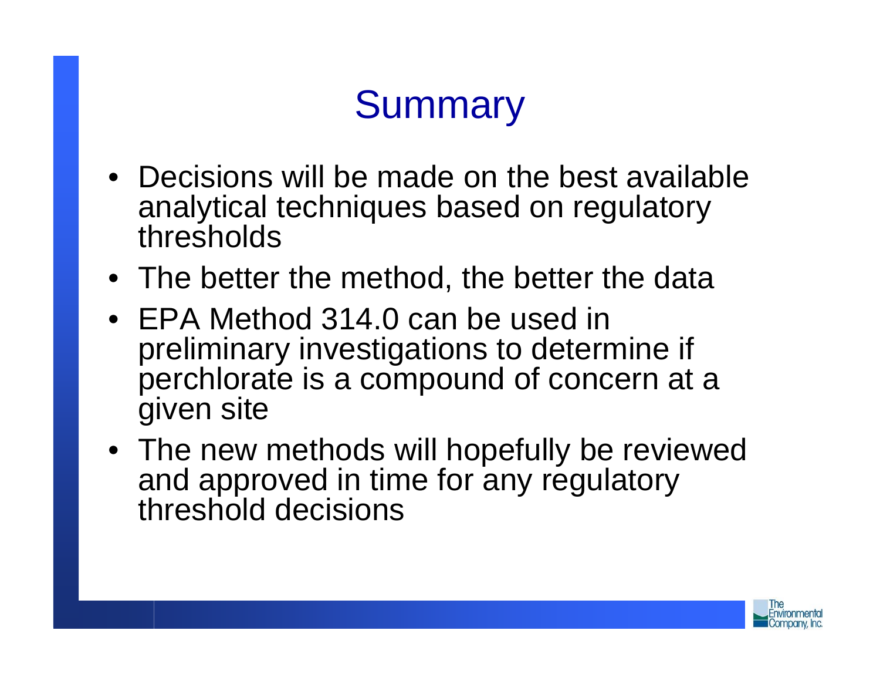# Summary

- Decisions will be made on the best available analytical techniques based on regulatory thresholds
- The better the method, the better the data
- EPA Method 314.0 can be used in preliminary investigations to determine if perchlorate is a compound of concern at a given site
- The new methods will hopefully be reviewed and approved in time for any regulatory threshold decisions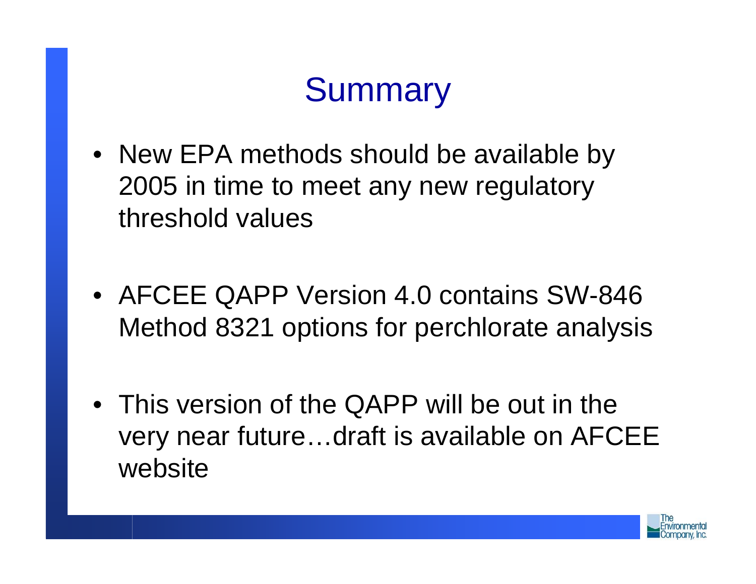# Summary

- New EPA methods should be available by 2005 in time to meet any new regulatory threshold values

- AFCEE QAPP Version 4.0 contains SW-846 Method 8321 options for perchlorate analysis

- This version of the QAPP will be out in the very near future…draft is available on AFCEE website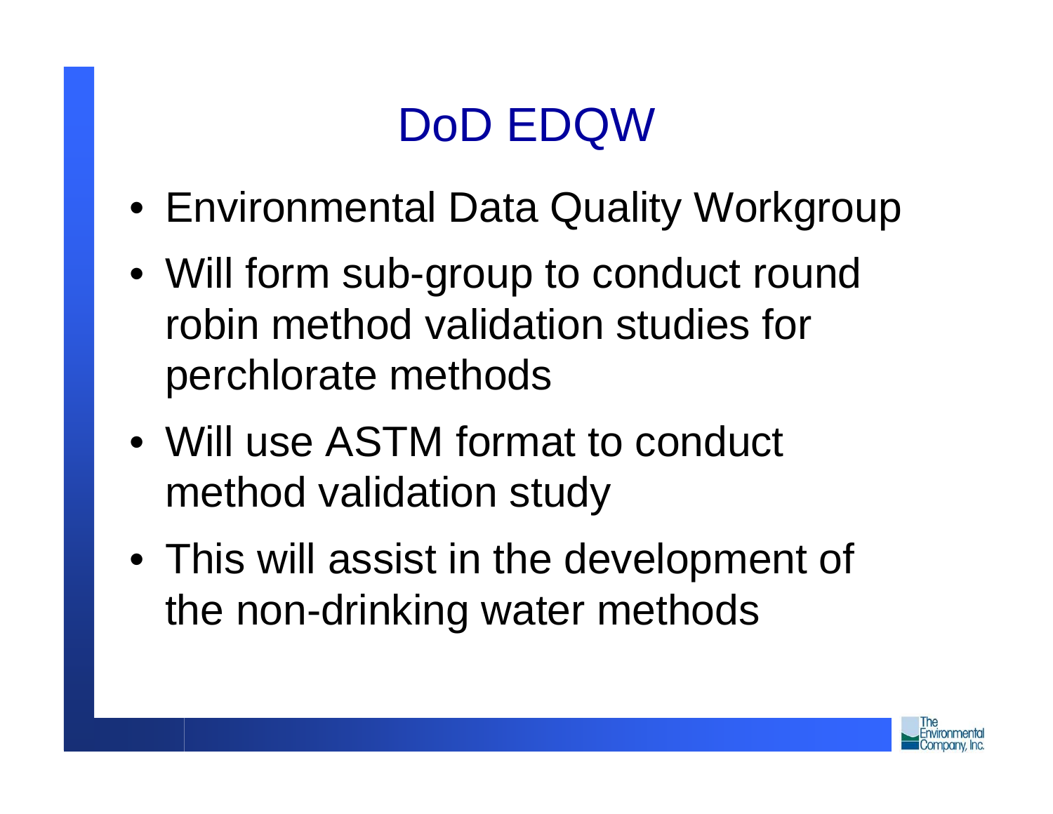# DoD EDQW

- Environmental Data Quality Workgroup
- Will form sub-group to conduct round robin method validation studies for perchlorate methods
- Will use ASTM format to conduct method validation study
- This will assist in the development of the non-drinking water methods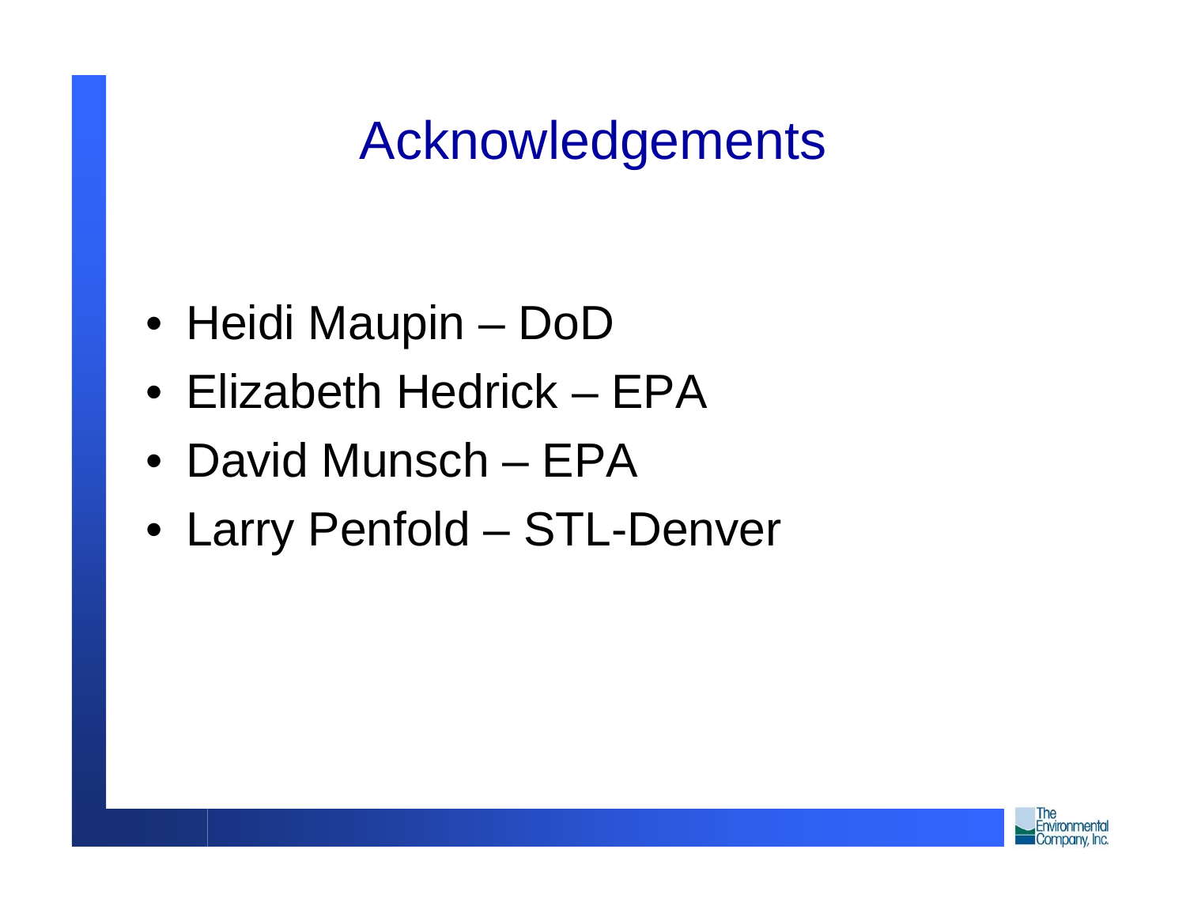# Acknowledgements

- Heidi Maupin – DoD
- Elizabeth Hedrick – EPA
- David Munsch – EPA
- Larry Penfold – STL-Denver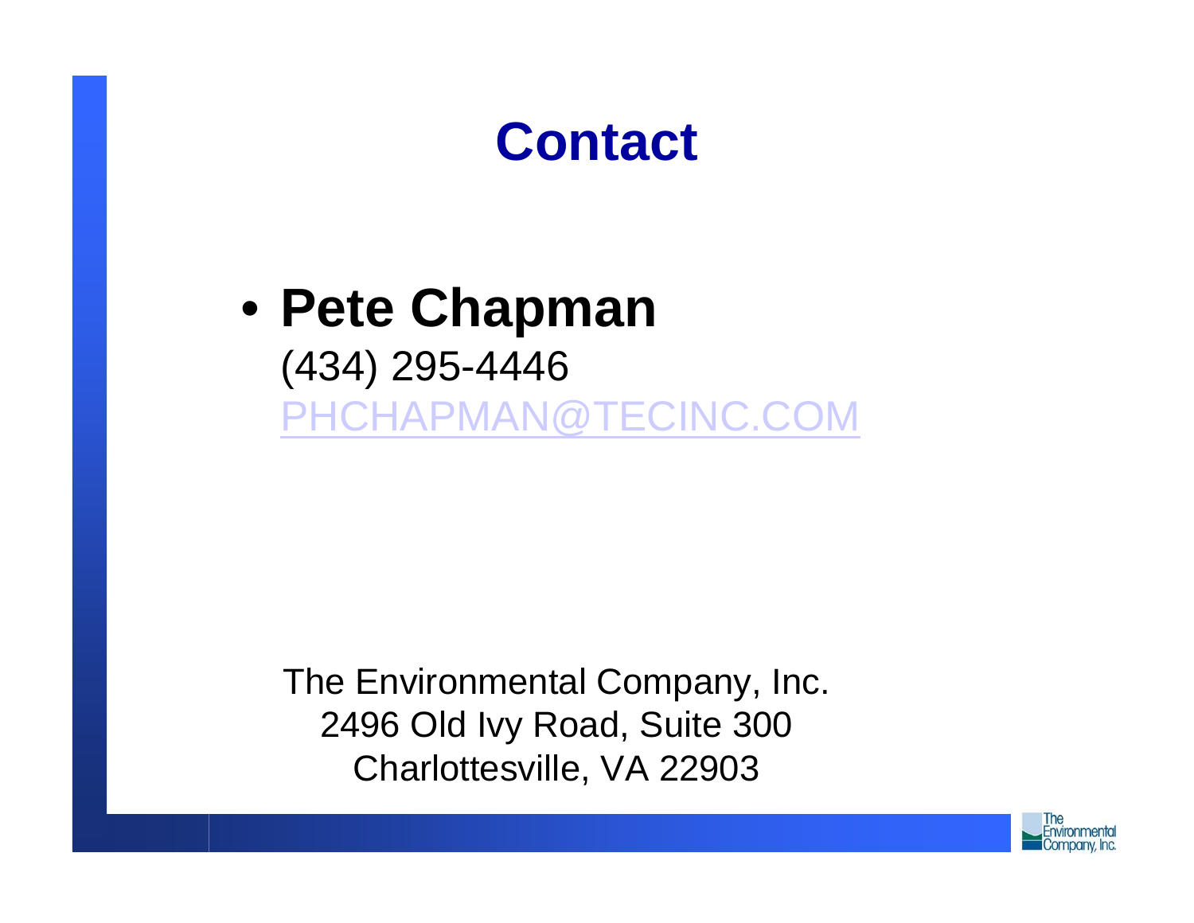# Contact

- **Pete Chapman**
  (434) 295-4446
  PHCHAPMAN@TECINC.COM

The Environmental Company, Inc.
2496 Old Ivy Road, Suite 300
Charlottesville, VA 22903